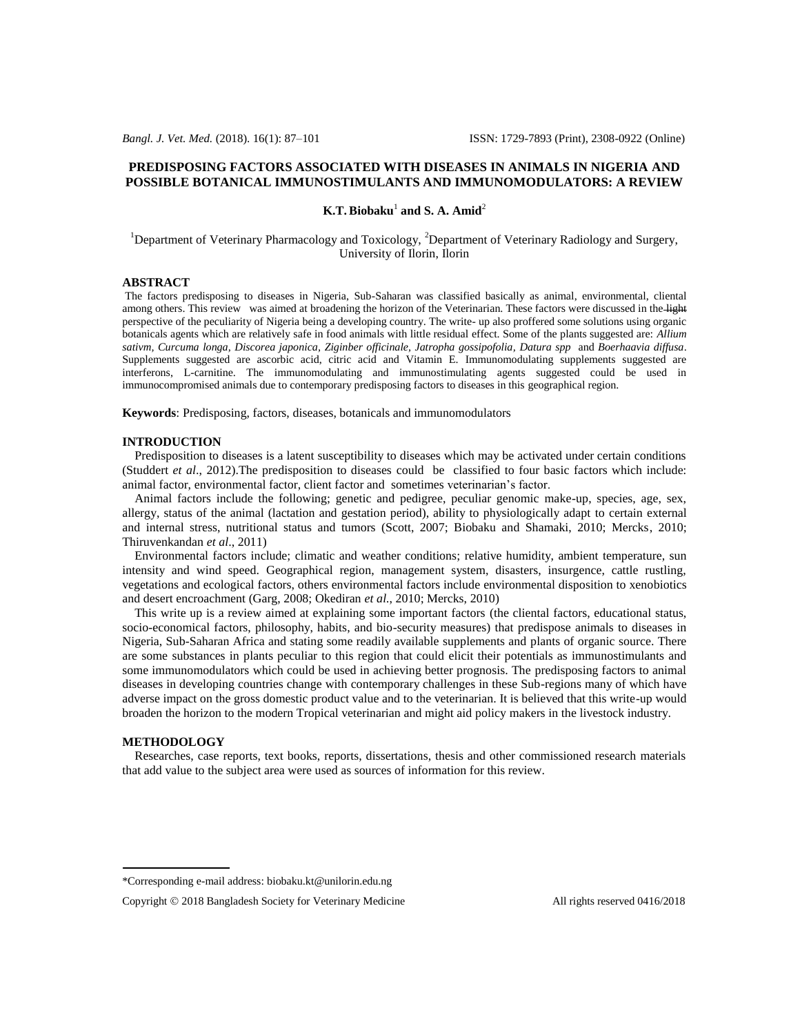# PREDISPOSING FACTORS ASSOCIATED WITH DISEASES IN ANIMALS IN NIGERIA AND POSSIBLE BOTANICAL IMMUNOSTIMULANTS AND IMMUNOMODULATORS: A REVIEW

**K.T. Biobaku**[1] **and S. A. Amid**[2]

[1]Department of Veterinary Pharmacology and Toxicology, [2]Department of Veterinary Radiology and Surgery, University of Ilorin, Ilorin

## ABSTRACT

The factors predisposing to diseases in Nigeria, Sub-Saharan was classified basically as animal, environmental, cliental among others. This review was aimed at broadening the horizon of the Veterinarian. These factors were discussed in the ~~light~~ perspective of the peculiarity of Nigeria being a developing country. The write- up also proffered some solutions using organic botanicals agents which are relatively safe in food animals with little residual effect. Some of the plants suggested are: *Allium sativm, Curcuma longa, Discorea japonica, Ziginber officinale, Jatropha gossipofolia, Datura spp* and *Boerhaavia diffusa*. Supplements suggested are ascorbic acid, citric acid and Vitamin E. Immunomodulating supplements suggested are interferons, L-carnitine. The immunomodulating and immunostimulating agents suggested could be used in immunocompromised animals due to contemporary predisposing factors to diseases in this geographical region.

**Keywords**: Predisposing, factors, diseases, botanicals and immunomodulators

## INTRODUCTION

Predisposition to diseases is a latent susceptibility to diseases which may be activated under certain conditions (Studdert *et al*., 2012).The predisposition to diseases could be classified to four basic factors which include: animal factor, environmental factor, client factor and sometimes veterinarian's factor.

Animal factors include the following; genetic and pedigree, peculiar genomic make-up, species, age, sex, allergy, status of the animal (lactation and gestation period), ability to physiologically adapt to certain external and internal stress, nutritional status and tumors (Scott, 2007; Biobaku and Shamaki, 2010; Mercks, 2010; Thiruvenkandan *et al*., 2011)

Environmental factors include; climatic and weather conditions; relative humidity, ambient temperature, sun intensity and wind speed. Geographical region, management system, disasters, insurgence, cattle rustling, vegetations and ecological factors, others environmental factors include environmental disposition to xenobiotics and desert encroachment (Garg, 2008; Okediran *et al*., 2010; Mercks, 2010)

This write up is a review aimed at explaining some important factors (the cliental factors, educational status, socio-economical factors, philosophy, habits, and bio-security measures) that predispose animals to diseases in Nigeria, Sub-Saharan Africa and stating some readily available supplements and plants of organic source. There are some substances in plants peculiar to this region that could elicit their potentials as immunostimulants and some immunomodulators which could be used in achieving better prognosis. The predisposing factors to animal diseases in developing countries change with contemporary challenges in these Sub-regions many of which have adverse impact on the gross domestic product value and to the veterinarian. It is believed that this write-up would broaden the horizon to the modern Tropical veterinarian and might aid policy makers in the livestock industry.

## METHODOLOGY

Researches, case reports, text books, reports, dissertations, thesis and other commissioned research materials that add value to the subject area were used as sources of information for this review.

---

\*Corresponding e-mail address: biobaku.kt@unilorin.edu.ng

Copyright © 2018 Bangladesh Society for Veterinary Medicine All rights reserved 0416/2018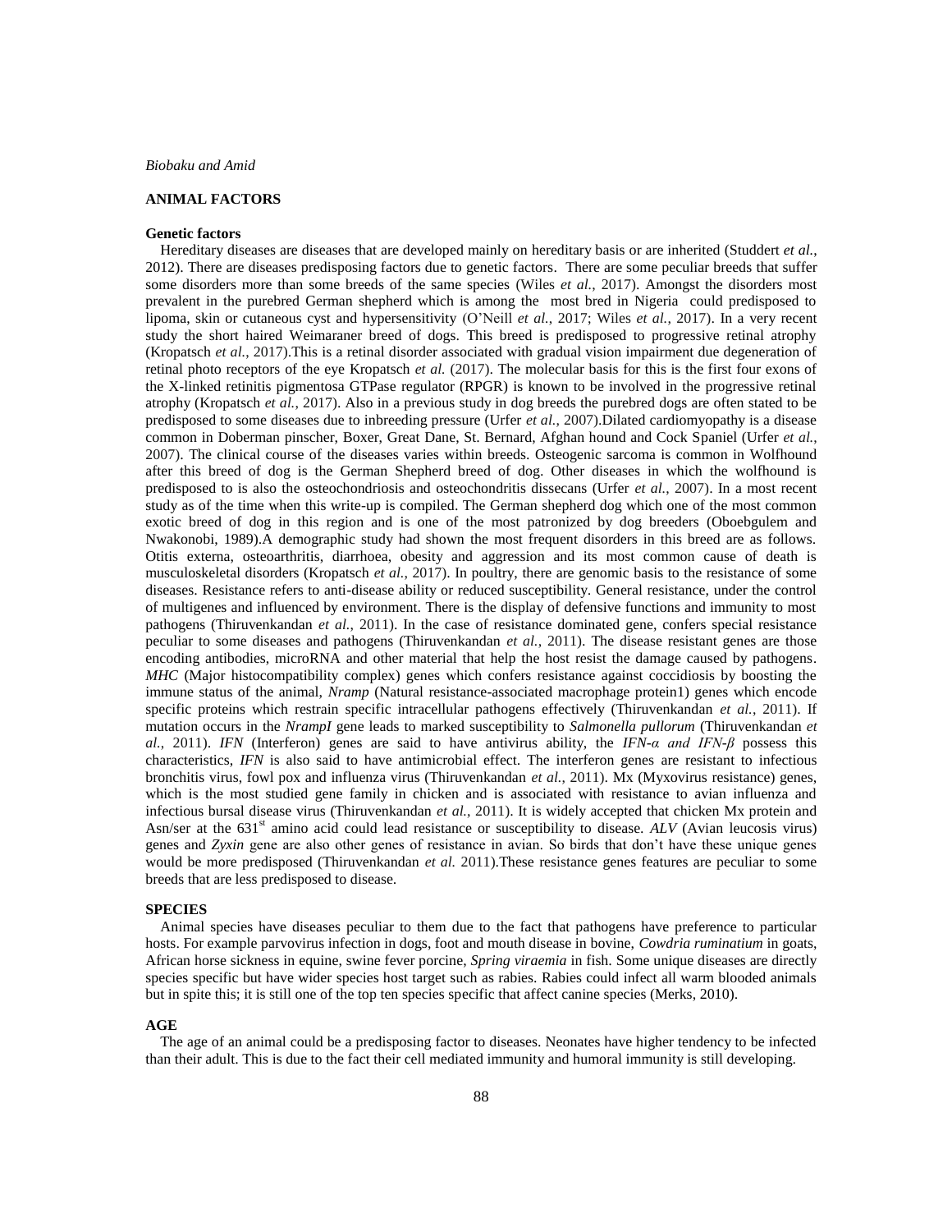## ANIMAL FACTORS

### Genetic factors

Hereditary diseases are diseases that are developed mainly on hereditary basis or are inherited (Studdert *et al.*, 2012). There are diseases predisposing factors due to genetic factors. There are some peculiar breeds that suffer some disorders more than some breeds of the same species (Wiles *et al.*, 2017). Amongst the disorders most prevalent in the purebred German shepherd which is among the most bred in Nigeria could predisposed to lipoma, skin or cutaneous cyst and hypersensitivity (O'Neill *et al.,* 2017; Wiles *et al.,* 2017). In a very recent study the short haired Weimaraner breed of dogs. This breed is predisposed to progressive retinal atrophy (Kropatsch *et al.,* 2017).This is a retinal disorder associated with gradual vision impairment due degeneration of retinal photo receptors of the eye Kropatsch *et al.* (2017). The molecular basis for this is the first four exons of the X-linked retinitis pigmentosa GTPase regulator (RPGR) is known to be involved in the progressive retinal atrophy (Kropatsch *et al.*, 2017). Also in a previous study in dog breeds the purebred dogs are often stated to be predisposed to some diseases due to inbreeding pressure (Urfer *et al.*, 2007).Dilated cardiomyopathy is a disease common in Doberman pinscher, Boxer, Great Dane, St. Bernard, Afghan hound and Cock Spaniel (Urfer *et al.*, 2007). The clinical course of the diseases varies within breeds. Osteogenic sarcoma is common in Wolfhound after this breed of dog is the German Shepherd breed of dog. Other diseases in which the wolfhound is predisposed to is also the osteochondriosis and osteochondritis dissecans (Urfer *et al.*, 2007). In a most recent study as of the time when this write-up is compiled. The German shepherd dog which one of the most common exotic breed of dog in this region and is one of the most patronized by dog breeders (Oboebgulem and Nwakonobi, 1989).A demographic study had shown the most frequent disorders in this breed are as follows. Otitis externa, osteoarthritis, diarrhoea, obesity and aggression and its most common cause of death is musculoskeletal disorders (Kropatsch *et al.*, 2017). In poultry, there are genomic basis to the resistance of some diseases. Resistance refers to anti-disease ability or reduced susceptibility. General resistance, under the control of multigenes and influenced by environment. There is the display of defensive functions and immunity to most pathogens (Thiruvenkandan *et al.,* 2011). In the case of resistance dominated gene, confers special resistance peculiar to some diseases and pathogens (Thiruvenkandan *et al.,* 2011). The disease resistant genes are those encoding antibodies, microRNA and other material that help the host resist the damage caused by pathogens. *MHC* (Major histocompatibility complex) genes which confers resistance against coccidiosis by boosting the immune status of the animal, *Nramp* (Natural resistance-associated macrophage protein1) genes which encode specific proteins which restrain specific intracellular pathogens effectively (Thiruvenkandan *et al.*, 2011). If mutation occurs in the *NrampI* gene leads to marked susceptibility to *Salmonella pullorum* (Thiruvenkandan *et al.*, 2011). *IFN* (Interferon) genes are said to have antivirus ability, the *IFN-α and IFN-β* possess this characteristics, *IFN* is also said to have antimicrobial effect. The interferon genes are resistant to infectious bronchitis virus, fowl pox and influenza virus (Thiruvenkandan *et al.*, 2011). Mx (Myxovirus resistance) genes, which is the most studied gene family in chicken and is associated with resistance to avian influenza and infectious bursal disease virus (Thiruvenkandan *et al.*, 2011). It is widely accepted that chicken Mx protein and Asn/ser at the 631$^{st}$ amino acid could lead resistance or susceptibility to disease. *ALV* (Avian leucosis virus) genes and *Zyxin* gene are also other genes of resistance in avian. So birds that don't have these unique genes would be more predisposed (Thiruvenkandan *et al.* 2011).These resistance genes features are peculiar to some breeds that are less predisposed to disease.

### SPECIES

Animal species have diseases peculiar to them due to the fact that pathogens have preference to particular hosts. For example parvovirus infection in dogs, foot and mouth disease in bovine, *Cowdria ruminatium* in goats, African horse sickness in equine, swine fever porcine, *Spring viraemia* in fish. Some unique diseases are directly species specific but have wider species host target such as rabies. Rabies could infect all warm blooded animals but in spite this; it is still one of the top ten species specific that affect canine species (Merks, 2010).

### AGE

The age of an animal could be a predisposing factor to diseases. Neonates have higher tendency to be infected than their adult. This is due to the fact their cell mediated immunity and humoral immunity is still developing.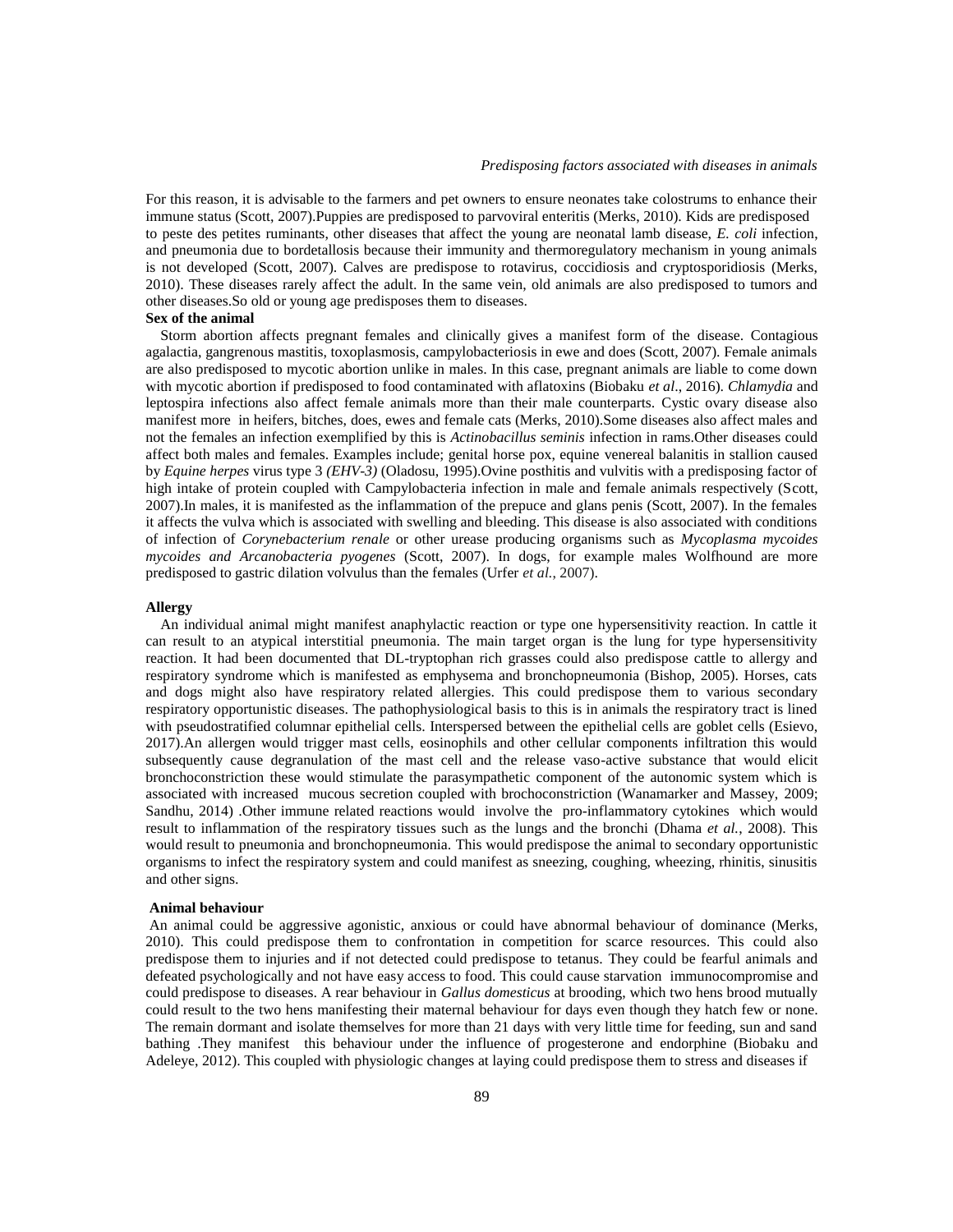For this reason, it is advisable to the farmers and pet owners to ensure neonates take colostrums to enhance their immune status (Scott, 2007).Puppies are predisposed to parvoviral enteritis (Merks, 2010). Kids are predisposed to peste des petites ruminants, other diseases that affect the young are neonatal lamb disease, *E. coli* infection, and pneumonia due to bordetallosis because their immunity and thermoregulatory mechanism in young animals is not developed (Scott, 2007). Calves are predispose to rotavirus, coccidiosis and cryptosporidiosis (Merks, 2010). These diseases rarely affect the adult. In the same vein, old animals are also predisposed to tumors and other diseases.So old or young age predisposes them to diseases.

**Sex of the animal**

Storm abortion affects pregnant females and clinically gives a manifest form of the disease. Contagious agalactia, gangrenous mastitis, toxoplasmosis, campylobacteriosis in ewe and does (Scott, 2007). Female animals are also predisposed to mycotic abortion unlike in males. In this case, pregnant animals are liable to come down with mycotic abortion if predisposed to food contaminated with aflatoxins (Biobaku *et al*., 2016). *Chlamydia* and leptospira infections also affect female animals more than their male counterparts. Cystic ovary disease also manifest more in heifers, bitches, does, ewes and female cats (Merks, 2010).Some diseases also affect males and not the females an infection exemplified by this is *Actinobacillus seminis* infection in rams.Other diseases could affect both males and females. Examples include; genital horse pox, equine venereal balanitis in stallion caused by *Equine herpes* virus type 3 *(EHV-3)* (Oladosu, 1995).Ovine posthitis and vulvitis with a predisposing factor of high intake of protein coupled with Campylobacteria infection in male and female animals respectively (Scott, 2007).In males, it is manifested as the inflammation of the prepuce and glans penis (Scott, 2007). In the females it affects the vulva which is associated with swelling and bleeding. This disease is also associated with conditions of infection of *Corynebacterium renale* or other urease producing organisms such as *Mycoplasma mycoides mycoides and Arcanobacteria pyogenes* (Scott, 2007). In dogs, for example males Wolfhound are more predisposed to gastric dilation volvulus than the females (Urfer *et al.*, 2007).

**Allergy**

An individual animal might manifest anaphylactic reaction or type one hypersensitivity reaction. In cattle it can result to an atypical interstitial pneumonia. The main target organ is the lung for type hypersensitivity reaction. It had been documented that DL-tryptophan rich grasses could also predispose cattle to allergy and respiratory syndrome which is manifested as emphysema and bronchopneumonia (Bishop, 2005). Horses, cats and dogs might also have respiratory related allergies. This could predispose them to various secondary respiratory opportunistic diseases. The pathophysiological basis to this is in animals the respiratory tract is lined with pseudostratified columnar epithelial cells. Interspersed between the epithelial cells are goblet cells (Esievo, 2017).An allergen would trigger mast cells, eosinophils and other cellular components infiltration this would subsequently cause degranulation of the mast cell and the release vaso-active substance that would elicit bronchoconstriction these would stimulate the parasympathetic component of the autonomic system which is associated with increased mucous secretion coupled with brochoconstriction (Wanamarker and Massey, 2009; Sandhu, 2014) .Other immune related reactions would involve the pro-inflammatory cytokines which would result to inflammation of the respiratory tissues such as the lungs and the bronchi (Dhama *et al.*, 2008). This would result to pneumonia and bronchopneumonia. This would predispose the animal to secondary opportunistic organisms to infect the respiratory system and could manifest as sneezing, coughing, wheezing, rhinitis, sinusitis and other signs.

**Animal behaviour**

An animal could be aggressive agonistic, anxious or could have abnormal behaviour of dominance (Merks, 2010). This could predispose them to confrontation in competition for scarce resources. This could also predispose them to injuries and if not detected could predispose to tetanus. They could be fearful animals and defeated psychologically and not have easy access to food. This could cause starvation immunocompromise and could predispose to diseases. A rear behaviour in *Gallus domesticus* at brooding, which two hens brood mutually could result to the two hens manifesting their maternal behaviour for days even though they hatch few or none. The remain dormant and isolate themselves for more than 21 days with very little time for feeding, sun and sand bathing .They manifest this behaviour under the influence of progesterone and endorphine (Biobaku and Adeleye, 2012). This coupled with physiologic changes at laying could predispose them to stress and diseases if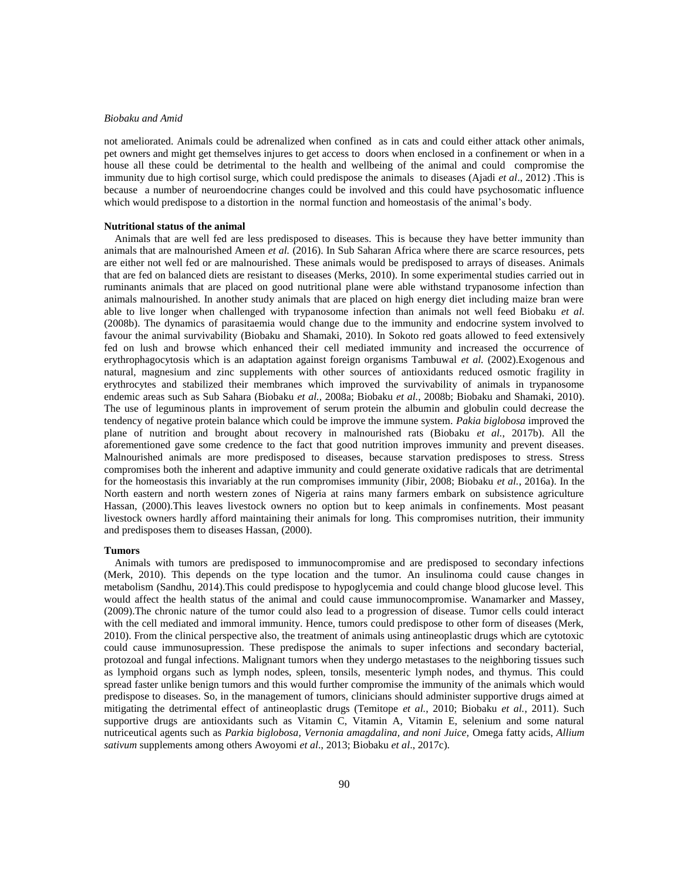not ameliorated. Animals could be adrenalized when confined as in cats and could either attack other animals, pet owners and might get themselves injures to get access to doors when enclosed in a confinement or when in a house all these could be detrimental to the health and wellbeing of the animal and could compromise the immunity due to high cortisol surge, which could predispose the animals to diseases (Ajadi *et al*., 2012) .This is because a number of neuroendocrine changes could be involved and this could have psychosomatic influence which would predispose to a distortion in the normal function and homeostasis of the animal's body.

**Nutritional status of the animal**

Animals that are well fed are less predisposed to diseases. This is because they have better immunity than animals that are malnourished Ameen *et al.* (2016). In Sub Saharan Africa where there are scarce resources, pets are either not well fed or are malnourished. These animals would be predisposed to arrays of diseases. Animals that are fed on balanced diets are resistant to diseases (Merks, 2010). In some experimental studies carried out in ruminants animals that are placed on good nutritional plane were able withstand trypanosome infection than animals malnourished. In another study animals that are placed on high energy diet including maize bran were able to live longer when challenged with trypanosome infection than animals not well feed Biobaku *et al.* (2008b). The dynamics of parasitaemia would change due to the immunity and endocrine system involved to favour the animal survivability (Biobaku and Shamaki, 2010). In Sokoto red goats allowed to feed extensively fed on lush and browse which enhanced their cell mediated immunity and increased the occurrence of erythrophagocytosis which is an adaptation against foreign organisms Tambuwal *et al.* (2002).Exogenous and natural, magnesium and zinc supplements with other sources of antioxidants reduced osmotic fragility in erythrocytes and stabilized their membranes which improved the survivability of animals in trypanosome endemic areas such as Sub Sahara (Biobaku *et al.*, 2008a; Biobaku *et al.*, 2008b; Biobaku and Shamaki, 2010). The use of leguminous plants in improvement of serum protein the albumin and globulin could decrease the tendency of negative protein balance which could be improve the immune system. *Pakia biglobosa* improved the plane of nutrition and brought about recovery in malnourished rats (Biobaku *et al.*, 2017b). All the aforementioned gave some credence to the fact that good nutrition improves immunity and prevent diseases. Malnourished animals are more predisposed to diseases, because starvation predisposes to stress. Stress compromises both the inherent and adaptive immunity and could generate oxidative radicals that are detrimental for the homeostasis this invariably at the run compromises immunity (Jibir, 2008; Biobaku *et al.*, 2016a). In the North eastern and north western zones of Nigeria at rains many farmers embark on subsistence agriculture Hassan, (2000).This leaves livestock owners no option but to keep animals in confinements. Most peasant livestock owners hardly afford maintaining their animals for long. This compromises nutrition, their immunity and predisposes them to diseases Hassan, (2000).

**Tumors**

Animals with tumors are predisposed to immunocompromise and are predisposed to secondary infections (Merk, 2010). This depends on the type location and the tumor. An insulinoma could cause changes in metabolism (Sandhu, 2014).This could predispose to hypoglycemia and could change blood glucose level. This would affect the health status of the animal and could cause immunocompromise. Wanamarker and Massey, (2009).The chronic nature of the tumor could also lead to a progression of disease. Tumor cells could interact with the cell mediated and immoral immunity. Hence, tumors could predispose to other form of diseases (Merk, 2010). From the clinical perspective also, the treatment of animals using antineoplastic drugs which are cytotoxic could cause immunosupression. These predispose the animals to super infections and secondary bacterial, protozoal and fungal infections. Malignant tumors when they undergo metastases to the neighboring tissues such as lymphoid organs such as lymph nodes, spleen, tonsils, mesenteric lymph nodes, and thymus. This could spread faster unlike benign tumors and this would further compromise the immunity of the animals which would predispose to diseases. So, in the management of tumors, clinicians should administer supportive drugs aimed at mitigating the detrimental effect of antineoplastic drugs (Temitope *et al.*, 2010; Biobaku *et al.*, 2011). Such supportive drugs are antioxidants such as Vitamin C, Vitamin A, Vitamin E, selenium and some natural nutriceutical agents such as *Parkia biglobosa, Vernonia amagdalina, and noni Juice,* Omega fatty acids, *Allium sativum* supplements among others Awoyomi *et al*., 2013; Biobaku *et al*., 2017c).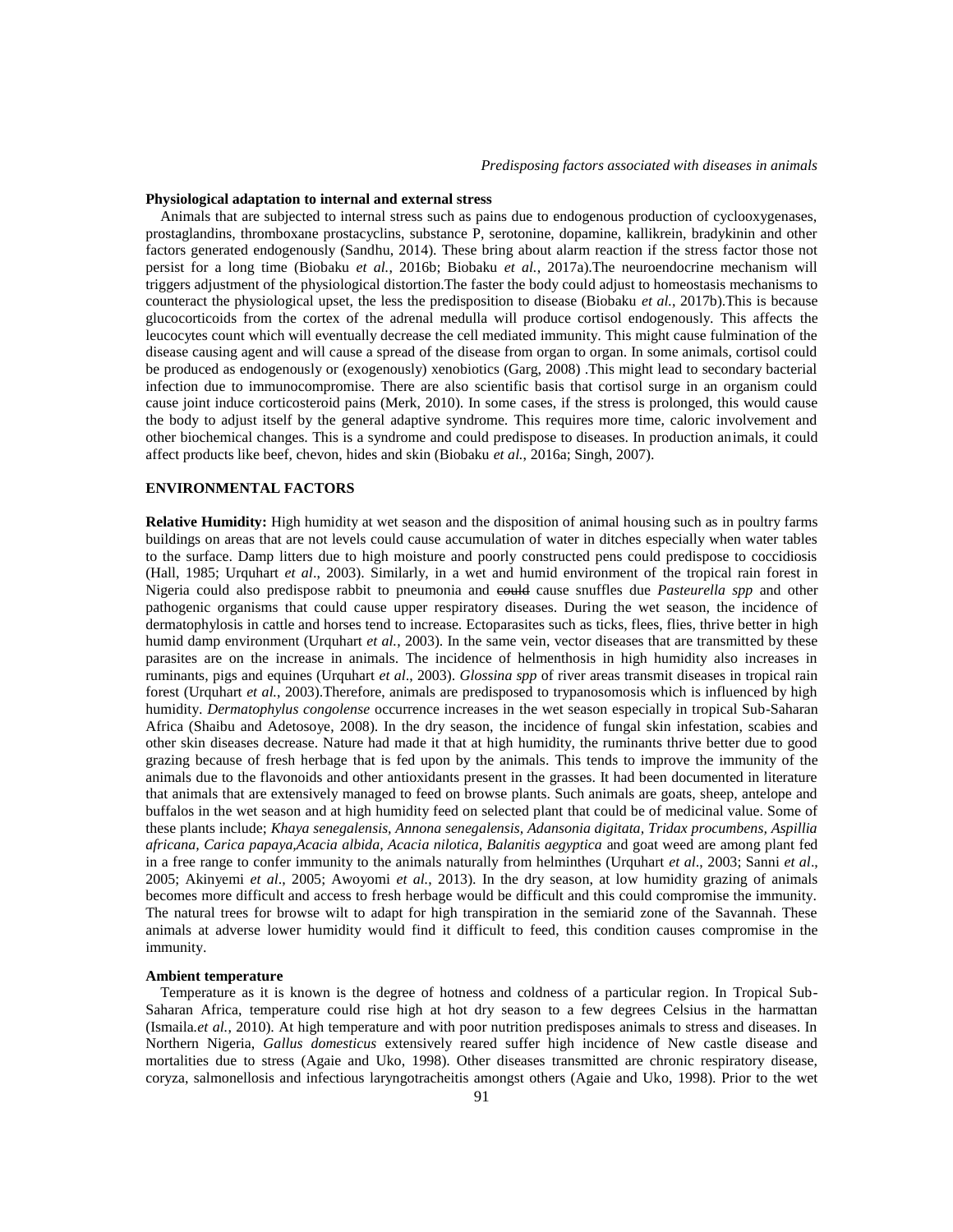### Physiological adaptation to internal and external stress

Animals that are subjected to internal stress such as pains due to endogenous production of cyclooxygenases, prostaglandins, thromboxane prostacyclins, substance P, serotonine, dopamine, kallikrein, bradykinin and other factors generated endogenously (Sandhu, 2014). These bring about alarm reaction if the stress factor those not persist for a long time (Biobaku *et al.*, 2016b; Biobaku *et al.*, 2017a).The neuroendocrine mechanism will triggers adjustment of the physiological distortion.The faster the body could adjust to homeostasis mechanisms to counteract the physiological upset, the less the predisposition to disease (Biobaku *et al.*, 2017b).This is because glucocorticoids from the cortex of the adrenal medulla will produce cortisol endogenously. This affects the leucocytes count which will eventually decrease the cell mediated immunity. This might cause fulmination of the disease causing agent and will cause a spread of the disease from organ to organ. In some animals, cortisol could be produced as endogenously or (exogenously) xenobiotics (Garg, 2008) .This might lead to secondary bacterial infection due to immunocompromise. There are also scientific basis that cortisol surge in an organism could cause joint induce corticosteroid pains (Merk, 2010). In some cases, if the stress is prolonged, this would cause the body to adjust itself by the general adaptive syndrome. This requires more time, caloric involvement and other biochemical changes. This is a syndrome and could predispose to diseases. In production animals, it could affect products like beef, chevon, hides and skin (Biobaku *et al.*, 2016a; Singh, 2007).

## ENVIRONMENTAL FACTORS

**Relative Humidity:** High humidity at wet season and the disposition of animal housing such as in poultry farms buildings on areas that are not levels could cause accumulation of water in ditches especially when water tables to the surface. Damp litters due to high moisture and poorly constructed pens could predispose to coccidiosis (Hall, 1985; Urquhart *et al*., 2003). Similarly, in a wet and humid environment of the tropical rain forest in Nigeria could also predispose rabbit to pneumonia and ~~could~~ cause snuffles due *Pasteurella spp* and other pathogenic organisms that could cause upper respiratory diseases. During the wet season, the incidence of dermatophylosis in cattle and horses tend to increase. Ectoparasites such as ticks, flees, flies, thrive better in high humid damp environment (Urquhart *et al.*, 2003). In the same vein, vector diseases that are transmitted by these parasites are on the increase in animals. The incidence of helmenthosis in high humidity also increases in ruminants, pigs and equines (Urquhart *et al*., 2003). *Glossina spp* of river areas transmit diseases in tropical rain forest (Urquhart *et al.*, 2003).Therefore, animals are predisposed to trypanosomosis which is influenced by high humidity. *Dermatophylus congolense* occurrence increases in the wet season especially in tropical Sub-Saharan Africa (Shaibu and Adetosoye, 2008). In the dry season, the incidence of fungal skin infestation, scabies and other skin diseases decrease. Nature had made it that at high humidity, the ruminants thrive better due to good grazing because of fresh herbage that is fed upon by the animals. This tends to improve the immunity of the animals due to the flavonoids and other antioxidants present in the grasses. It had been documented in literature that animals that are extensively managed to feed on browse plants. Such animals are goats, sheep, antelope and buffalos in the wet season and at high humidity feed on selected plant that could be of medicinal value. Some of these plants include; *Khaya senegalensis, Annona senegalensis, Adansonia digitata, Tridax procumbens, Aspillia africana, Carica papaya,Acacia albida, Acacia nilotica, Balanitis aegyptica* and goat weed are among plant fed in a free range to confer immunity to the animals naturally from helminthes (Urquhart *et al*., 2003; Sanni *et al*., 2005; Akinyemi *et al*., 2005; Awoyomi *et al.*, 2013). In the dry season, at low humidity grazing of animals becomes more difficult and access to fresh herbage would be difficult and this could compromise the immunity. The natural trees for browse wilt to adapt for high transpiration in the semiarid zone of the Savannah. These animals at adverse lower humidity would find it difficult to feed, this condition causes compromise in the immunity.

### Ambient temperature

Temperature as it is known is the degree of hotness and coldness of a particular region. In Tropical Sub-Saharan Africa, temperature could rise high at hot dry season to a few degrees Celsius in the harmattan (Ismaila.*et al.*, 2010). At high temperature and with poor nutrition predisposes animals to stress and diseases. In Northern Nigeria, *Gallus domesticus* extensively reared suffer high incidence of New castle disease and mortalities due to stress (Agaie and Uko, 1998). Other diseases transmitted are chronic respiratory disease, coryza, salmonellosis and infectious laryngotracheitis amongst others (Agaie and Uko, 1998). Prior to the wet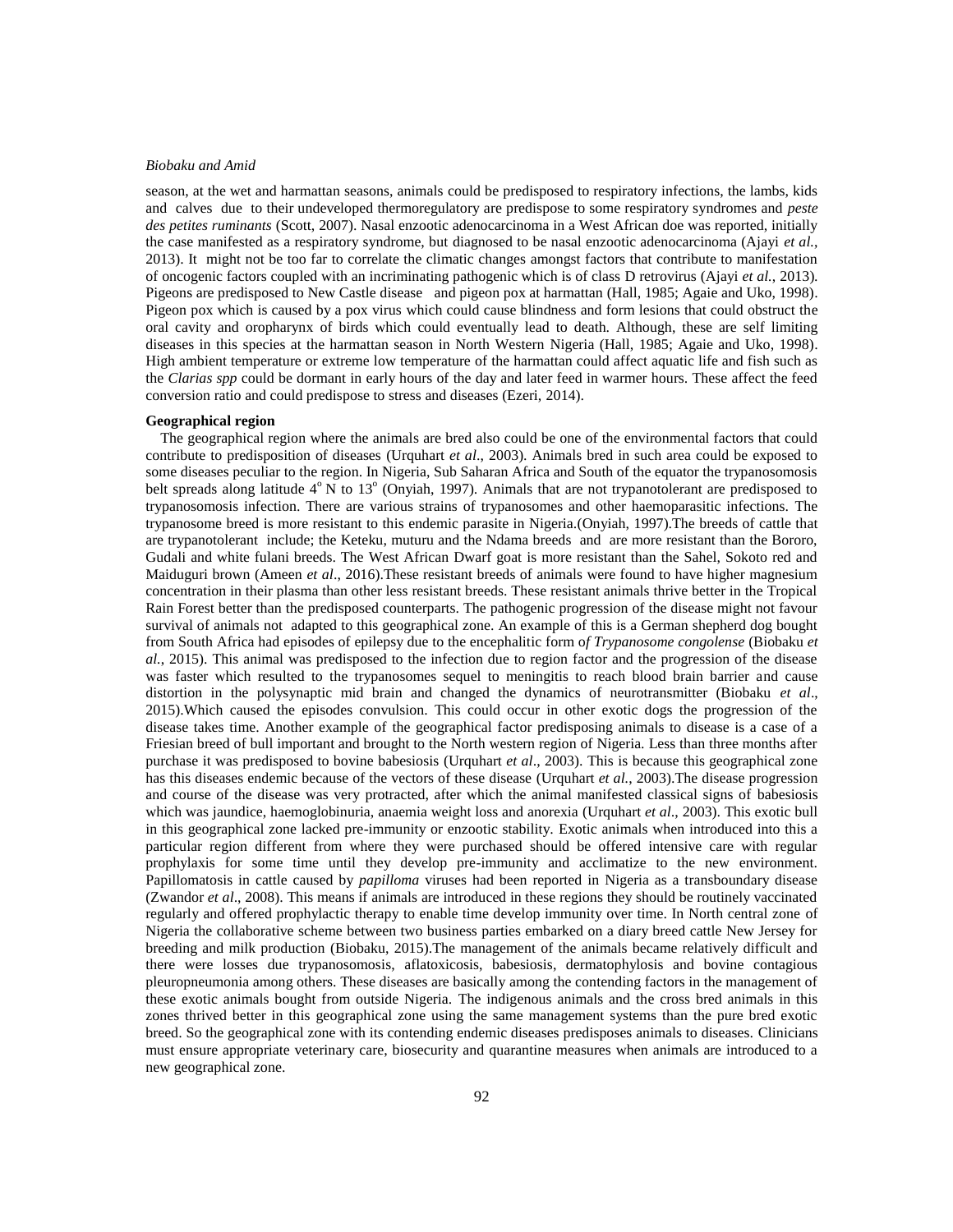season, at the wet and harmattan seasons, animals could be predisposed to respiratory infections, the lambs, kids and calves due to their undeveloped thermoregulatory are predispose to some respiratory syndromes and *peste des petites ruminants* (Scott, 2007). Nasal enzootic adenocarcinoma in a West African doe was reported, initially the case manifested as a respiratory syndrome, but diagnosed to be nasal enzootic adenocarcinoma (Ajayi *et al.*, 2013). It might not be too far to correlate the climatic changes amongst factors that contribute to manifestation of oncogenic factors coupled with an incriminating pathogenic which is of class D retrovirus (Ajayi *et al.*, 2013). Pigeons are predisposed to New Castle disease and pigeon pox at harmattan (Hall, 1985; Agaie and Uko, 1998). Pigeon pox which is caused by a pox virus which could cause blindness and form lesions that could obstruct the oral cavity and oropharynx of birds which could eventually lead to death. Although, these are self limiting diseases in this species at the harmattan season in North Western Nigeria (Hall, 1985; Agaie and Uko, 1998). High ambient temperature or extreme low temperature of the harmattan could affect aquatic life and fish such as the *Clarias spp* could be dormant in early hours of the day and later feed in warmer hours. These affect the feed conversion ratio and could predispose to stress and diseases (Ezeri, 2014).

**Geographical region**

The geographical region where the animals are bred also could be one of the environmental factors that could contribute to predisposition of diseases (Urquhart *et al*., 2003). Animals bred in such area could be exposed to some diseases peculiar to the region. In Nigeria, Sub Saharan Africa and South of the equator the trypanosomosis belt spreads along latitude 4$^{o}$ N to 13$^{o}$ (Onyiah, 1997). Animals that are not trypanotolerant are predisposed to trypanosomosis infection. There are various strains of trypanosomes and other haemoparasitic infections. The trypanosome breed is more resistant to this endemic parasite in Nigeria.(Onyiah, 1997).The breeds of cattle that are trypanotolerant include; the Keteku, muturu and the Ndama breeds and are more resistant than the Bororo, Gudali and white fulani breeds. The West African Dwarf goat is more resistant than the Sahel, Sokoto red and Maiduguri brown (Ameen *et al*., 2016).These resistant breeds of animals were found to have higher magnesium concentration in their plasma than other less resistant breeds. These resistant animals thrive better in the Tropical Rain Forest better than the predisposed counterparts. The pathogenic progression of the disease might not favour survival of animals not adapted to this geographical zone. An example of this is a German shepherd dog bought from South Africa had episodes of epilepsy due to the encephalitic form o*f Trypanosome congolense* (Biobaku *et al.*, 2015). This animal was predisposed to the infection due to region factor and the progression of the disease was faster which resulted to the trypanosomes sequel to meningitis to reach blood brain barrier and cause distortion in the polysynaptic mid brain and changed the dynamics of neurotransmitter (Biobaku *et al*., 2015).Which caused the episodes convulsion. This could occur in other exotic dogs the progression of the disease takes time. Another example of the geographical factor predisposing animals to disease is a case of a Friesian breed of bull important and brought to the North western region of Nigeria. Less than three months after purchase it was predisposed to bovine babesiosis (Urquhart *et al*., 2003). This is because this geographical zone has this diseases endemic because of the vectors of these disease (Urquhart *et al.*, 2003).The disease progression and course of the disease was very protracted, after which the animal manifested classical signs of babesiosis which was jaundice, haemoglobinuria, anaemia weight loss and anorexia (Urquhart *et al*., 2003). This exotic bull in this geographical zone lacked pre-immunity or enzootic stability. Exotic animals when introduced into this a particular region different from where they were purchased should be offered intensive care with regular prophylaxis for some time until they develop pre-immunity and acclimatize to the new environment. Papillomatosis in cattle caused by *papilloma* viruses had been reported in Nigeria as a transboundary disease (Zwandor *et al*., 2008). This means if animals are introduced in these regions they should be routinely vaccinated regularly and offered prophylactic therapy to enable time develop immunity over time. In North central zone of Nigeria the collaborative scheme between two business parties embarked on a diary breed cattle New Jersey for breeding and milk production (Biobaku, 2015).The management of the animals became relatively difficult and there were losses due trypanosomosis, aflatoxicosis, babesiosis, dermatophylosis and bovine contagious pleuropneumonia among others. These diseases are basically among the contending factors in the management of these exotic animals bought from outside Nigeria. The indigenous animals and the cross bred animals in this zones thrived better in this geographical zone using the same management systems than the pure bred exotic breed. So the geographical zone with its contending endemic diseases predisposes animals to diseases. Clinicians must ensure appropriate veterinary care, biosecurity and quarantine measures when animals are introduced to a new geographical zone.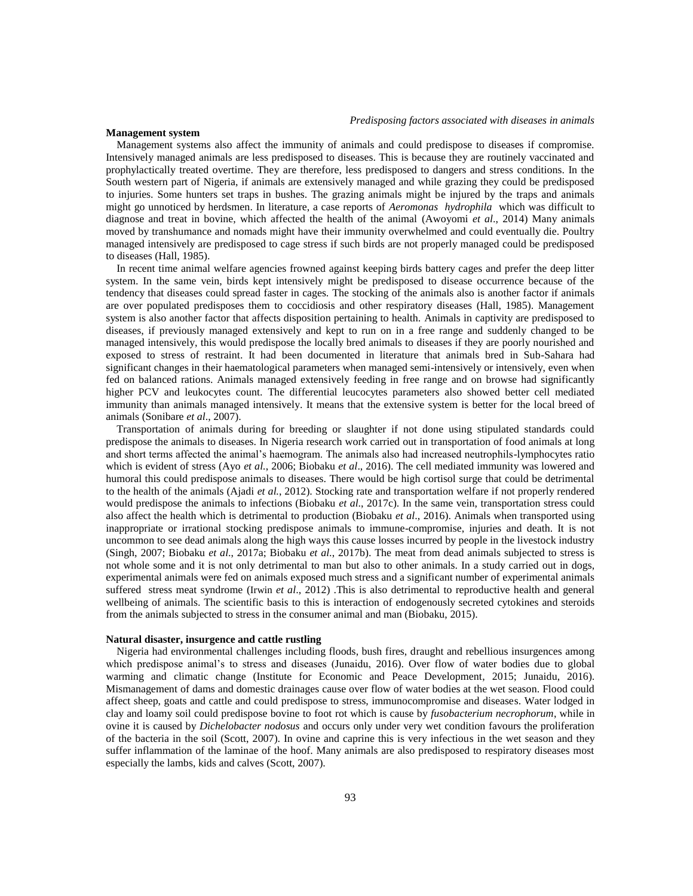### Management system

Management systems also affect the immunity of animals and could predispose to diseases if compromise. Intensively managed animals are less predisposed to diseases. This is because they are routinely vaccinated and prophylactically treated overtime. They are therefore, less predisposed to dangers and stress conditions. In the South western part of Nigeria, if animals are extensively managed and while grazing they could be predisposed to injuries. Some hunters set traps in bushes. The grazing animals might be injured by the traps and animals might go unnoticed by herdsmen. In literature, a case reports of *Aeromonas hydrophila* which was difficult to diagnose and treat in bovine, which affected the health of the animal (Awoyomi *et al*., 2014) Many animals moved by transhumance and nomads might have their immunity overwhelmed and could eventually die. Poultry managed intensively are predisposed to cage stress if such birds are not properly managed could be predisposed to diseases (Hall, 1985).

In recent time animal welfare agencies frowned against keeping birds battery cages and prefer the deep litter system. In the same vein, birds kept intensively might be predisposed to disease occurrence because of the tendency that diseases could spread faster in cages. The stocking of the animals also is another factor if animals are over populated predisposes them to coccidiosis and other respiratory diseases (Hall, 1985). Management system is also another factor that affects disposition pertaining to health. Animals in captivity are predisposed to diseases, if previously managed extensively and kept to run on in a free range and suddenly changed to be managed intensively, this would predispose the locally bred animals to diseases if they are poorly nourished and exposed to stress of restraint. It had been documented in literature that animals bred in Sub-Sahara had significant changes in their haematological parameters when managed semi-intensively or intensively, even when fed on balanced rations. Animals managed extensively feeding in free range and on browse had significantly higher PCV and leukocytes count. The differential leucocytes parameters also showed better cell mediated immunity than animals managed intensively. It means that the extensive system is better for the local breed of animals (Sonibare *et al*., 2007).

Transportation of animals during for breeding or slaughter if not done using stipulated standards could predispose the animals to diseases. In Nigeria research work carried out in transportation of food animals at long and short terms affected the animal's haemogram. The animals also had increased neutrophils-lymphocytes ratio which is evident of stress (Ayo *et al.*, 2006; Biobaku *et al*., 2016). The cell mediated immunity was lowered and humoral this could predispose animals to diseases. There would be high cortisol surge that could be detrimental to the health of the animals (Ajadi *et al.*, 2012). Stocking rate and transportation welfare if not properly rendered would predispose the animals to infections (Biobaku *et al*., 2017c). In the same vein, transportation stress could also affect the health which is detrimental to production (Biobaku *et al*., 2016). Animals when transported using inappropriate or irrational stocking predispose animals to immune-compromise, injuries and death. It is not uncommon to see dead animals along the high ways this cause losses incurred by people in the livestock industry (Singh, 2007; Biobaku *et al*., 2017a; Biobaku *et al.*, 2017b). The meat from dead animals subjected to stress is not whole some and it is not only detrimental to man but also to other animals. In a study carried out in dogs, experimental animals were fed on animals exposed much stress and a significant number of experimental animals suffered stress meat syndrome (Irwin *et al*., 2012) .This is also detrimental to reproductive health and general wellbeing of animals. The scientific basis to this is interaction of endogenously secreted cytokines and steroids from the animals subjected to stress in the consumer animal and man (Biobaku, 2015).

### Natural disaster, insurgence and cattle rustling

Nigeria had environmental challenges including floods, bush fires, draught and rebellious insurgences among which predispose animal's to stress and diseases (Junaidu, 2016). Over flow of water bodies due to global warming and climatic change (Institute for Economic and Peace Development, 2015; Junaidu, 2016). Mismanagement of dams and domestic drainages cause over flow of water bodies at the wet season. Flood could affect sheep, goats and cattle and could predispose to stress, immunocompromise and diseases. Water lodged in clay and loamy soil could predispose bovine to foot rot which is cause by *fusobacterium necrophorum*, while in ovine it is caused by *Dichelobacter nodosus* and occurs only under very wet condition favours the proliferation of the bacteria in the soil (Scott, 2007). In ovine and caprine this is very infectious in the wet season and they suffer inflammation of the laminae of the hoof. Many animals are also predisposed to respiratory diseases most especially the lambs, kids and calves (Scott, 2007).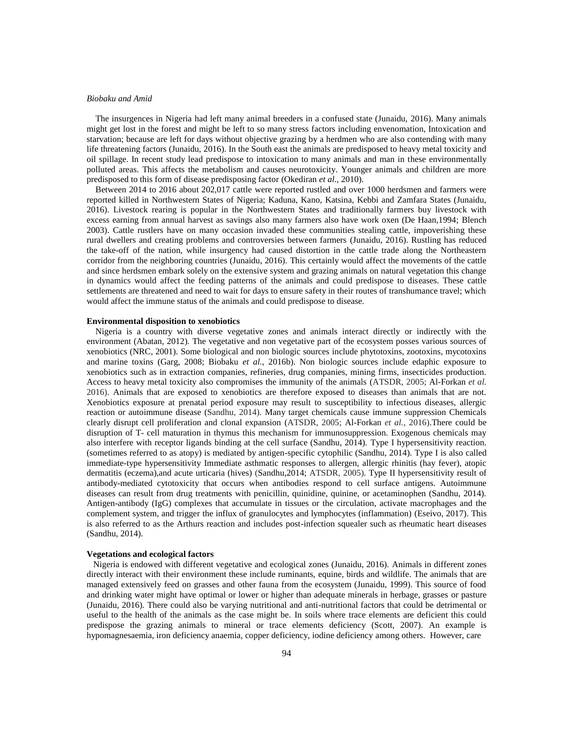The insurgences in Nigeria had left many animal breeders in a confused state (Junaidu, 2016). Many animals might get lost in the forest and might be left to so many stress factors including envenomation, Intoxication and starvation; because are left for days without objective grazing by a herdmen who are also contending with many life threatening factors (Junaidu, 2016). In the South east the animals are predisposed to heavy metal toxicity and oil spillage. In recent study lead predispose to intoxication to many animals and man in these environmentally polluted areas. This affects the metabolism and causes neurotoxicity. Younger animals and children are more predisposed to this form of disease predisposing factor (Okediran *et al.*, 2010).

Between 2014 to 2016 about 202,017 cattle were reported rustled and over 1000 herdsmen and farmers were reported killed in Northwestern States of Nigeria; Kaduna, Kano, Katsina, Kebbi and Zamfara States (Junaidu, 2016). Livestock rearing is popular in the Northwestern States and traditionally farmers buy livestock with excess earning from annual harvest as savings also many farmers also have work oxen (De Haan,1994; Blench 2003). Cattle rustlers have on many occasion invaded these communities stealing cattle, impoverishing these rural dwellers and creating problems and controversies between farmers (Junaidu, 2016). Rustling has reduced the take-off of the nation, while insurgency had caused distortion in the cattle trade along the Northeastern corridor from the neighboring countries (Junaidu, 2016). This certainly would affect the movements of the cattle and since herdsmen embark solely on the extensive system and grazing animals on natural vegetation this change in dynamics would affect the feeding patterns of the animals and could predispose to diseases. These cattle settlements are threatened and need to wait for days to ensure safety in their routes of transhumance travel; which would affect the immune status of the animals and could predispose to disease.

### Environmental disposition to xenobiotics

Nigeria is a country with diverse vegetative zones and animals interact directly or indirectly with the environment (Abatan, 2012). The vegetative and non vegetative part of the ecosystem posses various sources of xenobiotics (NRC, 2001). Some biological and non biologic sources include phytotoxins, zootoxins, mycotoxins and marine toxins (Garg, 2008; Biobaku *et al.*, 2016b). Non biologic sources include edaphic exposure to xenobiotics such as in extraction companies, refineries, drug companies, mining firms, insecticides production. Access to heavy metal toxicity also compromises the immunity of the animals (ATSDR, 2005; Al-Forkan *et al.* 2016). Animals that are exposed to xenobiotics are therefore exposed to diseases than animals that are not. Xenobiotics exposure at prenatal period exposure may result to susceptibility to infectious diseases, allergic reaction or autoimmune disease (Sandhu, 2014). Many target chemicals cause immune suppression Chemicals clearly disrupt cell proliferation and clonal expansion (ATSDR, 2005; Al-Forkan *et al.*, 2016).There could be disruption of T- cell maturation in thymus this mechanism for immunosuppression. Exogenous chemicals may also interfere with receptor ligands binding at the cell surface (Sandhu, 2014). Type I hypersensitivity reaction. (sometimes referred to as atopy) is mediated by antigen-specific cytophilic (Sandhu, 2014). Type I is also called immediate-type hypersensitivity Immediate asthmatic responses to allergen, allergic rhinitis (hay fever), atopic dermatitis (eczema),and acute urticaria (hives) (Sandhu,2014; ATSDR, 2005). Type II hypersensitivity result of antibody-mediated cytotoxicity that occurs when antibodies respond to cell surface antigens. Autoimmune diseases can result from drug treatments with penicillin, quinidine, quinine, or acetaminophen (Sandhu, 2014). Antigen-antibody (IgG) complexes that accumulate in tissues or the circulation, activate macrophages and the complement system, and trigger the influx of granulocytes and lymphocytes (inflammation) (Eseivo, 2017). This is also referred to as the Arthurs reaction and includes post-infection squealer such as rheumatic heart diseases (Sandhu, 2014).

### Vegetations and ecological factors

Nigeria is endowed with different vegetative and ecological zones (Junaidu, 2016). Animals in different zones directly interact with their environment these include ruminants, equine, birds and wildlife. The animals that are managed extensively feed on grasses and other fauna from the ecosystem (Junaidu, 1999). This source of food and drinking water might have optimal or lower or higher than adequate minerals in herbage, grasses or pasture (Junaidu, 2016). There could also be varying nutritional and anti-nutritional factors that could be detrimental or useful to the health of the animals as the case might be. In soils where trace elements are deficient this could predispose the grazing animals to mineral or trace elements deficiency (Scott, 2007). An example is hypomagnesaemia, iron deficiency anaemia, copper deficiency, iodine deficiency among others. However, care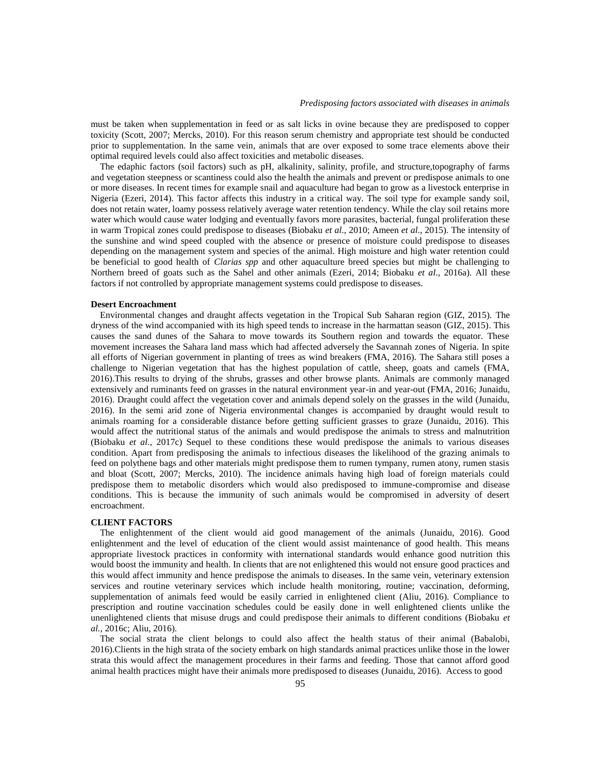must be taken when supplementation in feed or as salt licks in ovine because they are predisposed to copper toxicity (Scott, 2007; Mercks, 2010). For this reason serum chemistry and appropriate test should be conducted prior to supplementation. In the same vein, animals that are over exposed to some trace elements above their optimal required levels could also affect toxicities and metabolic diseases.

The edaphic factors (soil factors) such as pH, alkalinity, salinity, profile, and structure,topography of farms and vegetation steepness or scantiness could also the health the animals and prevent or predispose animals to one or more diseases. In recent times for example snail and aquaculture had began to grow as a livestock enterprise in Nigeria (Ezeri, 2014). This factor affects this industry in a critical way. The soil type for example sandy soil, does not retain water, loamy possess relatively average water retention tendency. While the clay soil retains more water which would cause water lodging and eventually favors more parasites, bacterial, fungal proliferation these in warm Tropical zones could predispose to diseases (Biobaku *et al*., 2010; Ameen *et al*., 2015). The intensity of the sunshine and wind speed coupled with the absence or presence of moisture could predispose to diseases depending on the management system and species of the animal. High moisture and high water retention could be beneficial to good health of *Clarias spp* and other aquaculture breed species but might be challenging to Northern breed of goats such as the Sahel and other animals (Ezeri, 2014; Biobaku *et al*., 2016a). All these factors if not controlled by appropriate management systems could predispose to diseases.

### Desert Encroachment

Environmental changes and draught affects vegetation in the Tropical Sub Saharan region (GIZ, 2015). The dryness of the wind accompanied with its high speed tends to increase in the harmattan season (GIZ, 2015). This causes the sand dunes of the Sahara to move towards its Southern region and towards the equator. These movement increases the Sahara land mass which had affected adversely the Savannah zones of Nigeria. In spite all efforts of Nigerian government in planting of trees as wind breakers (FMA, 2016). The Sahara still poses a challenge to Nigerian vegetation that has the highest population of cattle, sheep, goats and camels (FMA, 2016).This results to drying of the shrubs, grasses and other browse plants. Animals are commonly managed extensively and ruminants feed on grasses in the natural environment year-in and year-out (FMA, 2016; Junaidu, 2016). Draught could affect the vegetation cover and animals depend solely on the grasses in the wild (Junaidu, 2016). In the semi arid zone of Nigeria environmental changes is accompanied by draught would result to animals roaming for a considerable distance before getting sufficient grasses to graze (Junaidu, 2016). This would affect the nutritional status of the animals and would predispose the animals to stress and malnutrition (Biobaku *et al*., 2017c) Sequel to these conditions these would predispose the animals to various diseases condition. Apart from predisposing the animals to infectious diseases the likelihood of the grazing animals to feed on polythene bags and other materials might predispose them to rumen tympany, rumen atony, rumen stasis and bloat (Scott, 2007; Mercks, 2010). The incidence animals having high load of foreign materials could predispose them to metabolic disorders which would also predisposed to immune-compromise and disease conditions. This is because the immunity of such animals would be compromised in adversity of desert encroachment.

## CLIENT FACTORS

The enlightenment of the client would aid good management of the animals (Junaidu, 2016). Good enlightenment and the level of education of the client would assist maintenance of good health. This means appropriate livestock practices in conformity with international standards would enhance good nutrition this would boost the immunity and health. In clients that are not enlightened this would not ensure good practices and this would affect immunity and hence predispose the animals to diseases. In the same vein, veterinary extension services and routine veterinary services which include health monitoring, routine; vaccination, deforming, supplementation of animals feed would be easily carried in enlightened client (Aliu, 2016). Compliance to prescription and routine vaccination schedules could be easily done in well enlightened clients unlike the unenlightened clients that misuse drugs and could predispose their animals to different conditions (Biobaku *et al*., 2016c; Aliu, 2016).

The social strata the client belongs to could also affect the health status of their animal (Babalobi, 2016).Clients in the high strata of the society embark on high standards animal practices unlike those in the lower strata this would affect the management procedures in their farms and feeding. Those that cannot afford good animal health practices might have their animals more predisposed to diseases (Junaidu, 2016). Access to good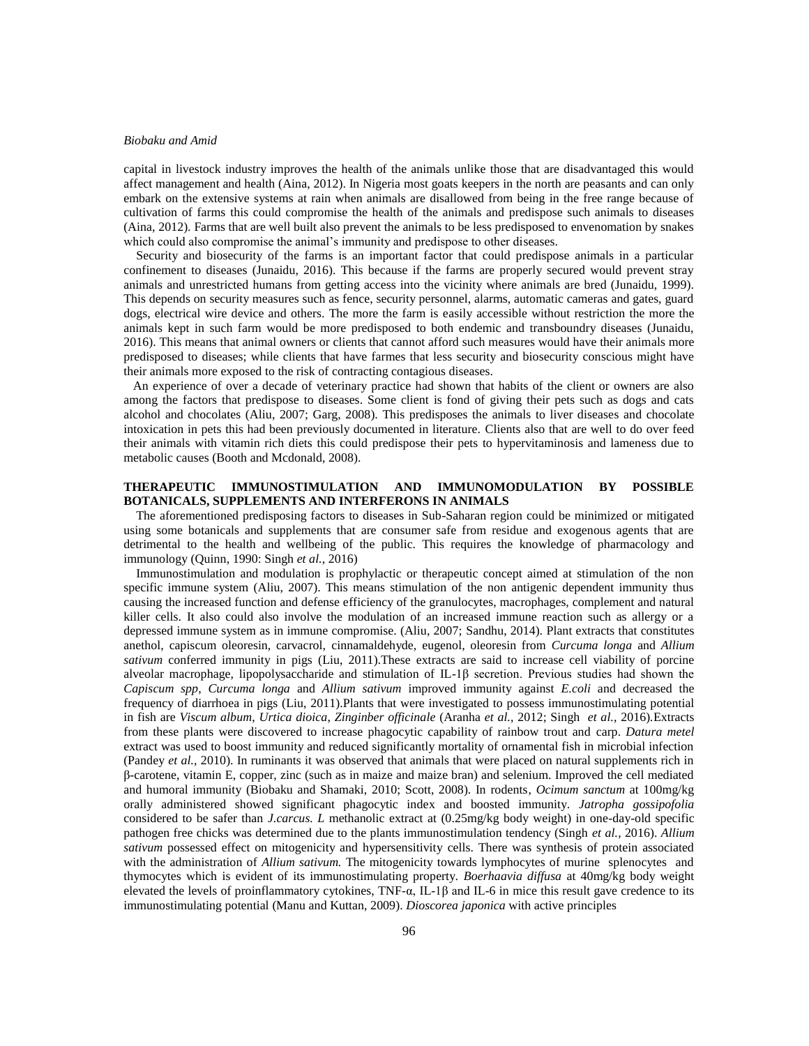capital in livestock industry improves the health of the animals unlike those that are disadvantaged this would affect management and health (Aina, 2012). In Nigeria most goats keepers in the north are peasants and can only embark on the extensive systems at rain when animals are disallowed from being in the free range because of cultivation of farms this could compromise the health of the animals and predispose such animals to diseases (Aina, 2012). Farms that are well built also prevent the animals to be less predisposed to envenomation by snakes which could also compromise the animal's immunity and predispose to other diseases.

Security and biosecurity of the farms is an important factor that could predispose animals in a particular confinement to diseases (Junaidu, 2016). This because if the farms are properly secured would prevent stray animals and unrestricted humans from getting access into the vicinity where animals are bred (Junaidu, 1999). This depends on security measures such as fence, security personnel, alarms, automatic cameras and gates, guard dogs, electrical wire device and others. The more the farm is easily accessible without restriction the more the animals kept in such farm would be more predisposed to both endemic and transboundry diseases (Junaidu, 2016). This means that animal owners or clients that cannot afford such measures would have their animals more predisposed to diseases; while clients that have farmes that less security and biosecurity conscious might have their animals more exposed to the risk of contracting contagious diseases.

An experience of over a decade of veterinary practice had shown that habits of the client or owners are also among the factors that predispose to diseases. Some client is fond of giving their pets such as dogs and cats alcohol and chocolates (Aliu, 2007; Garg, 2008). This predisposes the animals to liver diseases and chocolate intoxication in pets this had been previously documented in literature. Clients also that are well to do over feed their animals with vitamin rich diets this could predispose their pets to hypervitaminosis and lameness due to metabolic causes (Booth and Mcdonald, 2008).

## THERAPEUTIC IMMUNOSTIMULATION AND IMMUNOMODULATION BY POSSIBLE BOTANICALS, SUPPLEMENTS AND INTERFERONS IN ANIMALS

The aforementioned predisposing factors to diseases in Sub-Saharan region could be minimized or mitigated using some botanicals and supplements that are consumer safe from residue and exogenous agents that are detrimental to the health and wellbeing of the public. This requires the knowledge of pharmacology and immunology (Quinn, 1990: Singh *et al.*, 2016)

Immunostimulation and modulation is prophylactic or therapeutic concept aimed at stimulation of the non specific immune system (Aliu, 2007). This means stimulation of the non antigenic dependent immunity thus causing the increased function and defense efficiency of the granulocytes, macrophages, complement and natural killer cells. It also could also involve the modulation of an increased immune reaction such as allergy or a depressed immune system as in immune compromise. (Aliu, 2007; Sandhu, 2014). Plant extracts that constitutes anethol, capiscum oleoresin, carvacrol, cinnamaldehyde, eugenol, oleoresin from *Curcuma longa* and *Allium sativum* conferred immunity in pigs (Liu, 2011).These extracts are said to increase cell viability of porcine alveolar macrophage, lipopolysaccharide and stimulation of IL-1β secretion. Previous studies had shown the *Capiscum spp*, *Curcuma longa* and *Allium sativum* improved immunity against *E.coli* and decreased the frequency of diarrhoea in pigs (Liu, 2011).Plants that were investigated to possess immunostimulating potential in fish are *Viscum album*, *Urtica dioica*, *Zinginber officinale* (Aranha *et al.*, 2012; Singh *et al.*, 2016).Extracts from these plants were discovered to increase phagocytic capability of rainbow trout and carp. *Datura metel* extract was used to boost immunity and reduced significantly mortality of ornamental fish in microbial infection (Pandey *et al.*, 2010). In ruminants it was observed that animals that were placed on natural supplements rich in β-carotene, vitamin E, copper, zinc (such as in maize and maize bran) and selenium. Improved the cell mediated and humoral immunity (Biobaku and Shamaki, 2010; Scott, 2008). In rodents, *Ocimum sanctum* at 100mg/kg orally administered showed significant phagocytic index and boosted immunity. *Jatropha gossipofolia* considered to be safer than *J.carcus. L* methanolic extract at (0.25mg/kg body weight) in one-day-old specific pathogen free chicks was determined due to the plants immunostimulation tendency (Singh *et al.*, 2016). *Allium sativum* possessed effect on mitogenicity and hypersensitivity cells. There was synthesis of protein associated with the administration of *Allium sativum.* The mitogenicity towards lymphocytes of murine splenocytes and thymocytes which is evident of its immunostimulating property. *Boerhaavia diffusa* at 40mg/kg body weight elevated the levels of proinflammatory cytokines, TNF-α, IL-1β and IL-6 in mice this result gave credence to its immunostimulating potential (Manu and Kuttan, 2009). *Dioscorea japonica* with active principles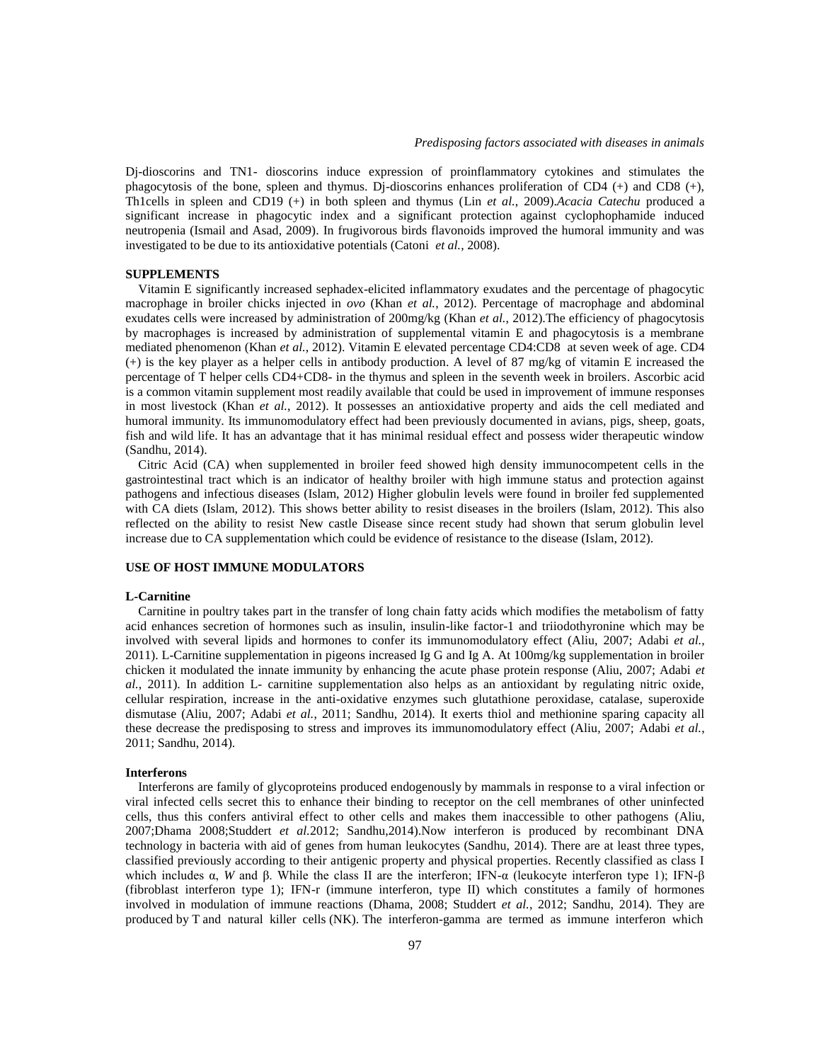Dj-dioscorins and TN1- dioscorins induce expression of proinflammatory cytokines and stimulates the phagocytosis of the bone, spleen and thymus. Dj-dioscorins enhances proliferation of CD4 (+) and CD8 (+), Th1cells in spleen and CD19 (+) in both spleen and thymus (Lin *et al.*, 2009).*Acacia Catechu* produced a significant increase in phagocytic index and a significant protection against cyclophophamide induced neutropenia (Ismail and Asad, 2009). In frugivorous birds flavonoids improved the humoral immunity and was investigated to be due to its antioxidative potentials (Catoni *et al.*, 2008).

## SUPPLEMENTS

Vitamin E significantly increased sephadex-elicited inflammatory exudates and the percentage of phagocytic macrophage in broiler chicks injected in *ovo* (Khan *et al.*, 2012). Percentage of macrophage and abdominal exudates cells were increased by administration of 200mg/kg (Khan *et al.*, 2012).The efficiency of phagocytosis by macrophages is increased by administration of supplemental vitamin E and phagocytosis is a membrane mediated phenomenon (Khan *et al.*, 2012). Vitamin E elevated percentage CD4:CD8 at seven week of age. CD4 (+) is the key player as a helper cells in antibody production. A level of 87 mg/kg of vitamin E increased the percentage of T helper cells CD4+CD8- in the thymus and spleen in the seventh week in broilers. Ascorbic acid is a common vitamin supplement most readily available that could be used in improvement of immune responses in most livestock (Khan *et al.*, 2012). It possesses an antioxidative property and aids the cell mediated and humoral immunity. Its immunomodulatory effect had been previously documented in avians, pigs, sheep, goats, fish and wild life. It has an advantage that it has minimal residual effect and possess wider therapeutic window (Sandhu, 2014).

Citric Acid (CA) when supplemented in broiler feed showed high density immunocompetent cells in the gastrointestinal tract which is an indicator of healthy broiler with high immune status and protection against pathogens and infectious diseases (Islam, 2012) Higher globulin levels were found in broiler fed supplemented with CA diets (Islam, 2012). This shows better ability to resist diseases in the broilers (Islam, 2012). This also reflected on the ability to resist New castle Disease since recent study had shown that serum globulin level increase due to CA supplementation which could be evidence of resistance to the disease (Islam, 2012).

## USE OF HOST IMMUNE MODULATORS

### L-Carnitine

Carnitine in poultry takes part in the transfer of long chain fatty acids which modifies the metabolism of fatty acid enhances secretion of hormones such as insulin, insulin-like factor-1 and triiodothyronine which may be involved with several lipids and hormones to confer its immunomodulatory effect (Aliu, 2007; Adabi *et al.*, 2011). L-Carnitine supplementation in pigeons increased Ig G and Ig A. At 100mg/kg supplementation in broiler chicken it modulated the innate immunity by enhancing the acute phase protein response (Aliu, 2007; Adabi *et al.*, 2011). In addition L- carnitine supplementation also helps as an antioxidant by regulating nitric oxide, cellular respiration, increase in the anti-oxidative enzymes such glutathione peroxidase, catalase, superoxide dismutase (Aliu, 2007; Adabi *et al.*, 2011; Sandhu, 2014). It exerts thiol and methionine sparing capacity all these decrease the predisposing to stress and improves its immunomodulatory effect (Aliu, 2007; Adabi *et al.*, 2011; Sandhu, 2014).

### Interferons

Interferons are family of glycoproteins produced endogenously by mammals in response to a viral infection or viral infected cells secret this to enhance their binding to receptor on the cell membranes of other uninfected cells, thus this confers antiviral effect to other cells and makes them inaccessible to other pathogens (Aliu, 2007;Dhama 2008;Studdert *et al.*2012; Sandhu,2014).Now interferon is produced by recombinant DNA technology in bacteria with aid of genes from human leukocytes (Sandhu, 2014). There are at least three types, classified previously according to their antigenic property and physical properties. Recently classified as class I which includes α, *W* and β. While the class II are the interferon; IFN-α (leukocyte interferon type 1); IFN-β (fibroblast interferon type 1); IFN-r (immune interferon, type II) which constitutes a family of hormones involved in modulation of immune reactions (Dhama, 2008; Studdert *et al.*, 2012; Sandhu, 2014). They are produced by T and natural killer cells (NK). The interferon-gamma are termed as immune interferon which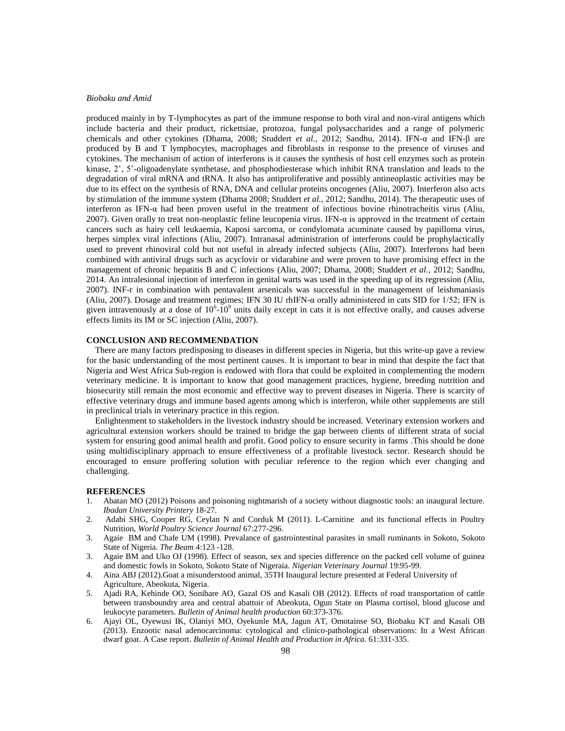produced mainly in by T-lymphocytes as part of the immune response to both viral and non-viral antigens which include bacteria and their product, rickettsiae, protozoa, fungal polysaccharides and a range of polymeric chemicals and other cytokines (Dhama, 2008; Studdert *et al.*, 2012; Sandhu, 2014). IFN-α and IFN-β are produced by B and T lymphocytes, macrophages and fibroblasts in response to the presence of viruses and cytokines. The mechanism of action of interferons is it causes the synthesis of host cell enzymes such as protein kinase, 2', 5'-oligoadenylate synthetase, and phosphodiesterase which inhibit RNA translation and leads to the degradation of viral mRNA and tRNA. It also has antiproliferative and possibly antineoplastic activities may be due to its effect on the synthesis of RNA, DNA and cellular proteins oncogenes (Aliu, 2007). Interferon also acts by stimulation of the immune system (Dhama 2008; Studdert *et al.*, 2012; Sandhu, 2014). The therapeutic uses of interferon as IFN-α had been proven useful in the treatment of infectious bovine rhinotracheitis virus (Aliu, 2007). Given orally to treat non-neoplastic feline leucopenia virus. IFN-α is approved in the treatment of certain cancers such as hairy cell leukaemia, Kaposi sarcoma, or condylomata acuminate caused by papilloma virus, herpes simplex viral infections (Aliu, 2007). Intranasal administration of interferons could be prophylactically used to prevent rhinoviral cold but not useful in already infected subjects (Aliu, 2007). Interferons had been combined with antiviral drugs such as acyclovir or vidarabine and were proven to have promising effect in the management of chronic hepatitis B and C infections (Aliu, 2007; Dhama, 2008; Studdert *et al.*, 2012; Sandhu, 2014. An intralesional injection of interferon in genital warts was used in the speeding up of its regression (Aliu, 2007). INF-r in combination with pentavalent arsenicals was successful in the management of leishmaniasis (Aliu, 2007). Dosage and treatment regimes; IFN 30 IU rhIFN-α orally administered in cats SID for 1/52; IFN is given intravenously at a dose of $10^6$-$10^9$ units daily except in cats it is not effective orally, and causes adverse effects limits its IM or SC injection (Aliu, 2007).

## CONCLUSION AND RECOMMENDATION

There are many factors predisposing to diseases in different species in Nigeria, but this write-up gave a review for the basic understanding of the most pertinent causes. It is important to bear in mind that despite the fact that Nigeria and West Africa Sub-region is endowed with flora that could be exploited in complementing the modern veterinary medicine. It is important to know that good management practices, hygiene, breeding nutrition and biosecurity still remain the most economic and effective way to prevent diseases in Nigeria. There is scarcity of effective veterinary drugs and immune based agents among which is interferon, while other supplements are still in preclinical trials in veterinary practice in this region.

Enlightenment to stakeholders in the livestock industry should be increased. Veterinary extension workers and agricultural extension workers should be trained to bridge the gap between clients of different strata of social system for ensuring good animal health and profit. Good policy to ensure security in farms .This should be done using multidisciplinary approach to ensure effectiveness of a profitable livestock sector. Research should be encouraged to ensure proffering solution with peculiar reference to the region which ever changing and challenging.

## REFERENCES

1. Abatan MO (2012) Poisons and poisoning nightmarish of a society without diagnostic tools: an inaugural lecture. *Ibadan University Printery* 18-27.
2. Adabi SHG, Cooper RG, Ceylan N and Corduk M (2011). L-Carnitine and its functional effects in Poultry Nutrition, *World Poultry Science Journal* 67:277-296.
3. Agaie BM and Chafe UM (1998). Prevalance of gastrointestinal parasites in small ruminants in Sokoto, Sokoto State of Nigeria. *The Beam* 4:123 -128.
3. Agaie BM and Uko OJ (1998). Effect of season, sex and species difference on the packed cell volume of guinea and domestic fowls in Sokoto, Sokoto State of Nigeraia. *Nigerian Veterinary Journal* 19:95-99.
4. Aina ABJ (2012).Goat a misunderstood animal, 35TH Inaugural lecture presented at Federal University of Agriculture, Abeokuta, Nigeria.
5. Ajadi RA, Kehinde OO, Sonibare AO, Gazal OS and Kasali OB (2012). Effects of road transportation of cattle between transboundry area and central abattoir of Abeokuta, Ogun State on Plasma cortisol, blood glucose and leukocyte parameters. *Bulletin of Animal health production* 60:373-376.
6. Ajayi OL, Oyewusi IK, Olaniyi MO, Oyekunle MA, Jagun AT, Omotainse SO, Biobaku KT and Kasali OB (2013). Enzootic nasal adenocarcinoma: cytological and clinico-pathological observations: In a West African dwarf goat. A Case report. *Bulletin of Animal Health and Production in Africa*. 61:331-335.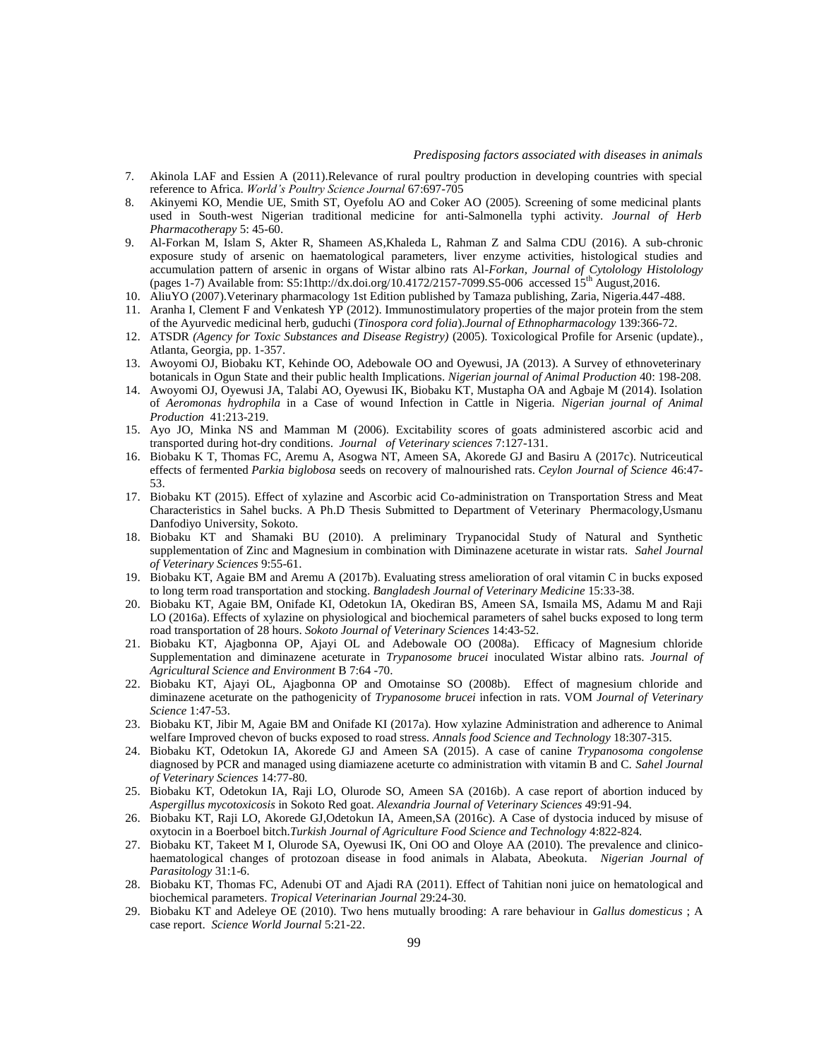7. Akinola LAF and Essien A (2011).Relevance of rural poultry production in developing countries with special reference to Africa. *World's Poultry Science Journal* 67:697-705
8. Akinyemi KO, Mendie UE, Smith ST, Oyefolu AO and Coker AO (2005). Screening of some medicinal plants used in South-west Nigerian traditional medicine for anti-Salmonella typhi activity. *Journal of Herb Pharmacotherapy* 5: 45-60.
9. Al-Forkan M, Islam S, Akter R, Shameen AS,Khaleda L, Rahman Z and Salma CDU (2016). A sub-chronic exposure study of arsenic on haematological parameters, liver enzyme activities, histological studies and accumulation pattern of arsenic in organs of Wistar albino rats Al-*Forkan, Journal of Cytolology Histolology* (pages 1-7) Available from: S5:1http://dx.doi.org/10.4172/2157-7099.S5-006 accessed 15th August,2016.
10. AliuYO (2007).Veterinary pharmacology 1st Edition published by Tamaza publishing, Zaria, Nigeria.447-488.
11. Aranha I, Clement F and Venkatesh YP (2012). Immunostimulatory properties of the major protein from the stem of the Ayurvedic medicinal herb, guduchi (*Tinospora cord folia*).*Journal of Ethnopharmacology* 139:366-72.
12. ATSDR *(Agency for Toxic Substances and Disease Registry)* (2005). Toxicological Profile for Arsenic (update)., Atlanta, Georgia, pp. 1-357.
13. Awoyomi OJ, Biobaku KT, Kehinde OO, Adebowale OO and Oyewusi, JA (2013). A Survey of ethnoveterinary botanicals in Ogun State and their public health Implications. *Nigerian journal of Animal Production* 40: 198-208.
14. Awoyomi OJ, Oyewusi JA, Talabi AO, Oyewusi IK, Biobaku KT, Mustapha OA and Agbaje M (2014). Isolation of *Aeromonas hydrophila* in a Case of wound Infection in Cattle in Nigeria. *Nigerian journal of Animal Production* 41:213-219.
15. Ayo JO, Minka NS and Mamman M (2006). Excitability scores of goats administered ascorbic acid and transported during hot-dry conditions. *Journal of Veterinary sciences* 7:127-131.
16. Biobaku K T, Thomas FC, Aremu A, Asogwa NT, Ameen SA, Akorede GJ and Basiru A (2017c). Nutriceutical effects of fermented *Parkia biglobosa* seeds on recovery of malnourished rats. *Ceylon Journal of Science* 46:47-53.
17. Biobaku KT (2015). Effect of xylazine and Ascorbic acid Co-administration on Transportation Stress and Meat Characteristics in Sahel bucks. A Ph.D Thesis Submitted to Department of Veterinary Phermacology,Usmanu Danfodiyo University, Sokoto.
18. Biobaku KT and Shamaki BU (2010). A preliminary Trypanocidal Study of Natural and Synthetic supplementation of Zinc and Magnesium in combination with Diminazene aceturate in wistar rats. *Sahel Journal of Veterinary Sciences* 9:55-61.
19. Biobaku KT, Agaie BM and Aremu A (2017b). Evaluating stress amelioration of oral vitamin C in bucks exposed to long term road transportation and stocking. *Bangladesh Journal of Veterinary Medicine* 15:33-38.
20. Biobaku KT, Agaie BM, Onifade KI, Odetokun IA, Okediran BS, Ameen SA, Ismaila MS, Adamu M and Raji LO (2016a). Effects of xylazine on physiological and biochemical parameters of sahel bucks exposed to long term road transportation of 28 hours. *Sokoto Journal of Veterinary Sciences* 14:43-52.
21. Biobaku KT, Ajagbonna OP, Ajayi OL and Adebowale OO (2008a). Efficacy of Magnesium chloride Supplementation and diminazene aceturate in *Trypanosome brucei* inoculated Wistar albino rats. *Journal of Agricultural Science and Environment* B 7:64 -70.
22. Biobaku KT, Ajayi OL, Ajagbonna OP and Omotainse SO (2008b). Effect of magnesium chloride and diminazene aceturate on the pathogenicity of *Trypanosome brucei* infection in rats. VOM *Journal of Veterinary Science* 1:47-53.
23. Biobaku KT, Jibir M, Agaie BM and Onifade KI (2017a). How xylazine Administration and adherence to Animal welfare Improved chevon of bucks exposed to road stress. *Annals food Science and Technology* 18:307-315.
24. Biobaku KT, Odetokun IA, Akorede GJ and Ameen SA (2015). A case of canine *Trypanosoma congolense* diagnosed by PCR and managed using diamiazene aceturte co administration with vitamin B and C. *Sahel Journal of Veterinary Sciences* 14:77-80.
25. Biobaku KT, Odetokun IA, Raji LO, Olurode SO, Ameen SA (2016b). A case report of abortion induced by *Aspergillus mycotoxicosis* in Sokoto Red goat. *Alexandria Journal of Veterinary Sciences* 49:91-94.
26. Biobaku KT, Raji LO, Akorede GJ,Odetokun IA, Ameen,SA (2016c). A Case of dystocia induced by misuse of oxytocin in a Boerboel bitch.*Turkish Journal of Agriculture Food Science and Technology* 4:822-824.
27. Biobaku KT, Takeet M I, Olurode SA, Oyewusi IK, Oni OO and Oloye AA (2010). The prevalence and clinico-haematological changes of protozoan disease in food animals in Alabata, Abeokuta. *Nigerian Journal of Parasitology* 31:1-6.
28. Biobaku KT, Thomas FC, Adenubi OT and Ajadi RA (2011). Effect of Tahitian noni juice on hematological and biochemical parameters. *Tropical Veterinarian Journal* 29:24-30.
29. Biobaku KT and Adeleye OE (2010). Two hens mutually brooding: A rare behaviour in *Gallus domesticus* ; A case report. *Science World Journal* 5:21-22.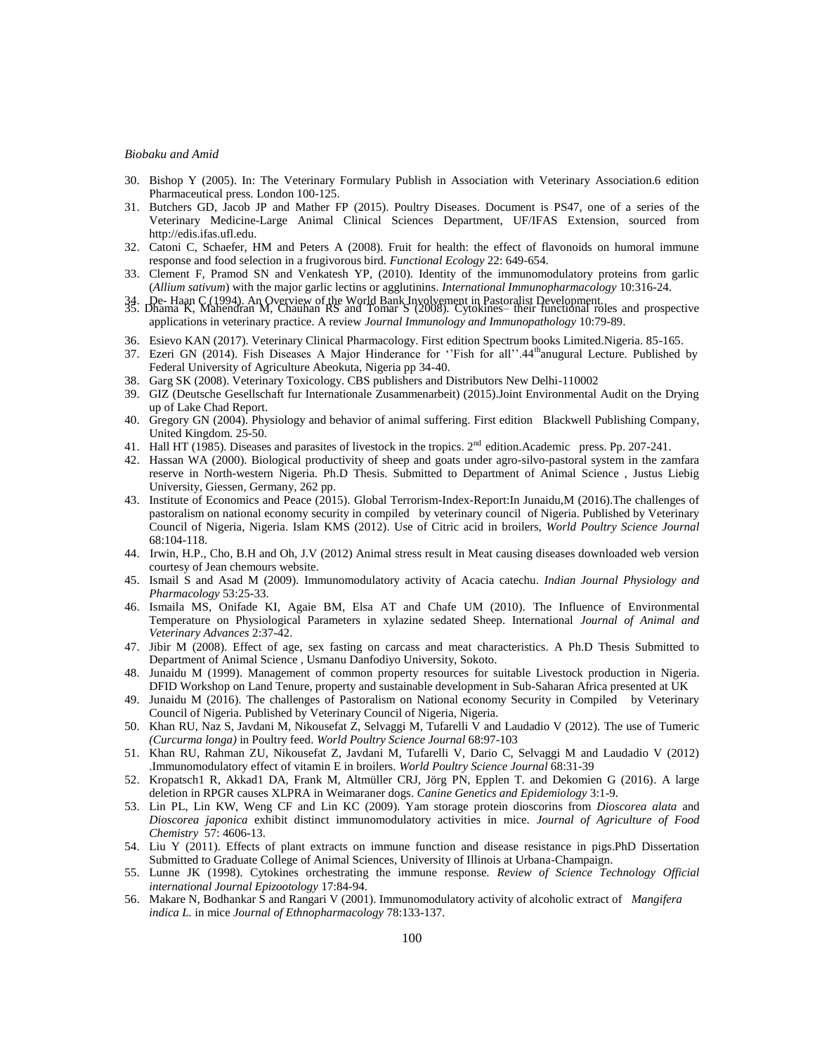30. Bishop Y (2005). In: The Veterinary Formulary Publish in Association with Veterinary Association.6 edition Pharmaceutical press. London 100-125.
31. Butchers GD, Jacob JP and Mather FP (2015). Poultry Diseases. Document is PS47, one of a series of the Veterinary Medicine-Large Animal Clinical Sciences Department, UF/IFAS Extension, sourced from http://edis.ifas.ufl.edu.
32. Catoni C, Schaefer, HM and Peters A (2008). Fruit for health: the effect of flavonoids on humoral immune response and food selection in a frugivorous bird. *Functional Ecology* 22: 649-654.
33. Clement F, Pramod SN and Venkatesh YP, (2010). Identity of the immunomodulatory proteins from garlic (*Allium sativum*) with the major garlic lectins or agglutinins. *International Immunopharmacology* 10:316-24.
34. De- Haan C (1994). An Overview of the World Bank Involvement in Pastoralist Development.
35. Dhama K, Mahendran M, Chauhan RS and Tomar S (2008). Cytokines– their functional roles and prospective applications in veterinary practice. A review *Journal Immunology and Immunopathology* 10:79-89.
36. Esievo KAN (2017). Veterinary Clinical Pharmacology. First edition Spectrum books Limited.Nigeria. 85-165.
37. Ezeri GN (2014). Fish Diseases A Major Hinderance for ''Fish for all''.44th anugural Lecture. Published by Federal University of Agriculture Abeokuta, Nigeria pp 34-40.
38. Garg SK (2008). Veterinary Toxicology. CBS publishers and Distributors New Delhi-110002
39. GIZ (Deutsche Gesellschaft fur Internationale Zusammenarbeit) (2015).Joint Environmental Audit on the Drying up of Lake Chad Report.
40. Gregory GN (2004). Physiology and behavior of animal suffering. First edition Blackwell Publishing Company, United Kingdom. 25-50.
41. Hall HT (1985). Diseases and parasites of livestock in the tropics. 2nd edition.Academic press. Pp. 207-241.
42. Hassan WA (2000). Biological productivity of sheep and goats under agro-silvo-pastoral system in the zamfara reserve in North-western Nigeria. Ph.D Thesis. Submitted to Department of Animal Science , Justus Liebig University, Giessen, Germany, 262 pp.
43. Institute of Economics and Peace (2015). Global Terrorism-Index-Report:In Junaidu,M (2016).The challenges of pastoralism on national economy security in compiled by veterinary council of Nigeria. Published by Veterinary Council of Nigeria, Nigeria. Islam KMS (2012). Use of Citric acid in broilers, *World Poultry Science Journal* 68:104-118.
44. Irwin, H.P., Cho, B.H and Oh, J.V (2012) Animal stress result in Meat causing diseases downloaded web version courtesy of Jean chemours website.
45. Ismail S and Asad M (2009). Immunomodulatory activity of Acacia catechu. *Indian Journal Physiology and Pharmacology* 53:25-33.
46. Ismaila MS, Onifade KI, Agaie BM, Elsa AT and Chafe UM (2010). The Influence of Environmental Temperature on Physiological Parameters in xylazine sedated Sheep. International *Journal of Animal and Veterinary Advances* 2:37-42.
47. Jibir M (2008). Effect of age, sex fasting on carcass and meat characteristics. A Ph.D Thesis Submitted to Department of Animal Science , Usmanu Danfodiyo University, Sokoto.
48. Junaidu M (1999). Management of common property resources for suitable Livestock production in Nigeria. DFID Workshop on Land Tenure, property and sustainable development in Sub-Saharan Africa presented at UK
49. Junaidu M (2016). The challenges of Pastoralism on National economy Security in Compiled by Veterinary Council of Nigeria. Published by Veterinary Council of Nigeria, Nigeria.
50. Khan RU, Naz S, Javdani M, Nikousefat Z, Selvaggi M, Tufarelli V and Laudadio V (2012). The use of Tumeric *(Curcurma longa)* in Poultry feed. *World Poultry Science Journal* 68:97-103
51. Khan RU, Rahman ZU, Nikousefat Z, Javdani M, Tufarelli V, Dario C, Selvaggi M and Laudadio V (2012) .Immunomodulatory effect of vitamin E in broilers. *World Poultry Science Journal* 68:31-39
52. Kropatsch1 R, Akkad1 DA, Frank M, Altmüller CRJ, Jörg PN, Epplen T. and Dekomien G (2016). A large deletion in RPGR causes XLPRA in Weimaraner dogs. *Canine Genetics and Epidemiology* 3:1-9.
53. Lin PL, Lin KW, Weng CF and Lin KC (2009). Yam storage protein dioscorins from *Dioscorea alata* and *Dioscorea japonica* exhibit distinct immunomodulatory activities in mice. *Journal of Agriculture of Food Chemistry* 57: 4606-13.
54. Liu Y (2011). Effects of plant extracts on immune function and disease resistance in pigs.PhD Dissertation Submitted to Graduate College of Animal Sciences, University of Illinois at Urbana-Champaign.
55. Lunne JK (1998). Cytokines orchestrating the immune response. *Review of Science Technology Official international Journal Epizootology* 17:84-94.
56. Makare N, Bodhankar S and Rangari V (2001). Immunomodulatory activity of alcoholic extract of *Mangifera indica L.* in mice *Journal of Ethnopharmacology* 78:133-137.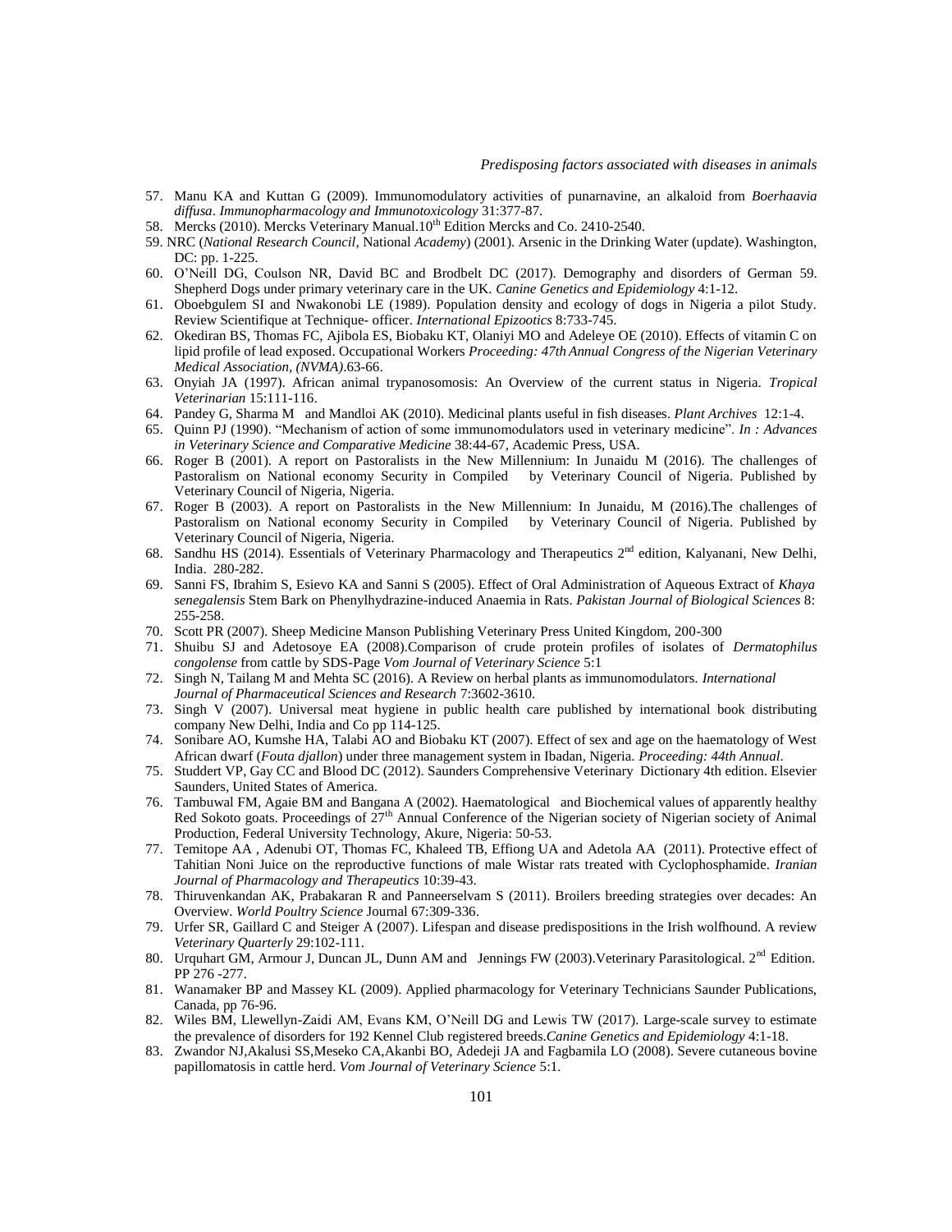57. Manu KA and Kuttan G (2009). Immunomodulatory activities of punarnavine, an alkaloid from *Boerhaavia diffusa*. *Immunopharmacology and Immunotoxicology* 31:377-87.
58. Mercks (2010). Mercks Veterinary Manual.10th Edition Mercks and Co. 2410-2540.
59. NRC (*National Research Council,* National *Academy*) (2001). Arsenic in the Drinking Water (update). Washington, DC: pp. 1-225.
60. O'Neill DG, Coulson NR, David BC and Brodbelt DC (2017). Demography and disorders of German 59. Shepherd Dogs under primary veterinary care in the UK. *Canine Genetics and Epidemiology* 4:1-12.
61. Oboebgulem SI and Nwakonobi LE (1989). Population density and ecology of dogs in Nigeria a pilot Study. Review Scientifique at Technique- officer. *International Epizootics* 8:733-745.
62. Okediran BS, Thomas FC, Ajibola ES, Biobaku KT, Olaniyi MO and Adeleye OE (2010). Effects of vitamin C on lipid profile of lead exposed. Occupational Workers *Proceeding: 47th Annual Congress of the Nigerian Veterinary Medical Association, (NVMA)*.63-66.
63. Onyiah JA (1997). African animal trypanosomosis: An Overview of the current status in Nigeria. *Tropical Veterinarian* 15:111-116.
64. Pandey G, Sharma M and Mandloi AK (2010). Medicinal plants useful in fish diseases. *Plant Archives* 12:1-4.
65. Quinn PJ (1990). "Mechanism of action of some immunomodulators used in veterinary medicine". *In : Advances in Veterinary Science and Comparative Medicine* 38:44-67, Academic Press, USA.
66. Roger B (2001). A report on Pastoralists in the New Millennium: In Junaidu M (2016). The challenges of Pastoralism on National economy Security in Compiled by Veterinary Council of Nigeria. Published by Veterinary Council of Nigeria, Nigeria.
67. Roger B (2003). A report on Pastoralists in the New Millennium: In Junaidu, M (2016).The challenges of Pastoralism on National economy Security in Compiled by Veterinary Council of Nigeria. Published by Veterinary Council of Nigeria, Nigeria.
68. Sandhu HS (2014). Essentials of Veterinary Pharmacology and Therapeutics 2nd edition, Kalyanani, New Delhi, India. 280-282.
69. Sanni FS, Ibrahim S, Esievo KA and Sanni S (2005). Effect of Oral Administration of Aqueous Extract of *Khaya senegalensis* Stem Bark on Phenylhydrazine-induced Anaemia in Rats. *Pakistan Journal of Biological Sciences* 8: 255-258.
70. Scott PR (2007). Sheep Medicine Manson Publishing Veterinary Press United Kingdom, 200-300
71. Shuibu SJ and Adetosoye EA (2008).Comparison of crude protein profiles of isolates of *Dermatophilus congolense* from cattle by SDS-Page *Vom Journal of Veterinary Science* 5:1
72. Singh N, Tailang M and Mehta SC (2016). A Review on herbal plants as immunomodulators. *International Journal of Pharmaceutical Sciences and Research* 7:3602-3610.
73. Singh V (2007). Universal meat hygiene in public health care published by international book distributing company New Delhi, India and Co pp 114-125.
74. Sonibare AO, Kumshe HA, Talabi AO and Biobaku KT (2007). Effect of sex and age on the haematology of West African dwarf (*Fouta djallon*) under three management system in Ibadan, Nigeria. *Proceeding: 44th Annual*.
75. Studdert VP, Gay CC and Blood DC (2012). Saunders Comprehensive Veterinary Dictionary 4th edition. Elsevier Saunders, United States of America.
76. Tambuwal FM, Agaie BM and Bangana A (2002). Haematological and Biochemical values of apparently healthy Red Sokoto goats. Proceedings of 27th Annual Conference of the Nigerian society of Nigerian society of Animal Production, Federal University Technology, Akure, Nigeria: 50-53.
77. Temitope AA , Adenubi OT, Thomas FC, Khaleed TB, Effiong UA and Adetola AA (2011). Protective effect of Tahitian Noni Juice on the reproductive functions of male Wistar rats treated with Cyclophosphamide. *Iranian Journal of Pharmacology and Therapeutics* 10:39-43.
78. Thiruvenkandan AK, Prabakaran R and Panneerselvam S (2011). Broilers breeding strategies over decades: An Overview. *World Poultry Science* Journal 67:309-336.
79. Urfer SR, Gaillard C and Steiger A (2007). Lifespan and disease predispositions in the Irish wolfhound. A review *Veterinary Quarterly* 29:102-111.
80. Urquhart GM, Armour J, Duncan JL, Dunn AM and Jennings FW (2003).Veterinary Parasitological. 2nd Edition. PP 276 -277.
81. Wanamaker BP and Massey KL (2009). Applied pharmacology for Veterinary Technicians Saunder Publications, Canada, pp 76-96.
82. Wiles BM, Llewellyn-Zaidi AM, Evans KM, O'Neill DG and Lewis TW (2017). Large-scale survey to estimate the prevalence of disorders for 192 Kennel Club registered breeds.*Canine Genetics and Epidemiology* 4:1-18.
83. Zwandor NJ,Akalusi SS,Meseko CA,Akanbi BO, Adedeji JA and Fagbamila LO (2008). Severe cutaneous bovine papillomatosis in cattle herd. *Vom Journal of Veterinary Science* 5:1.